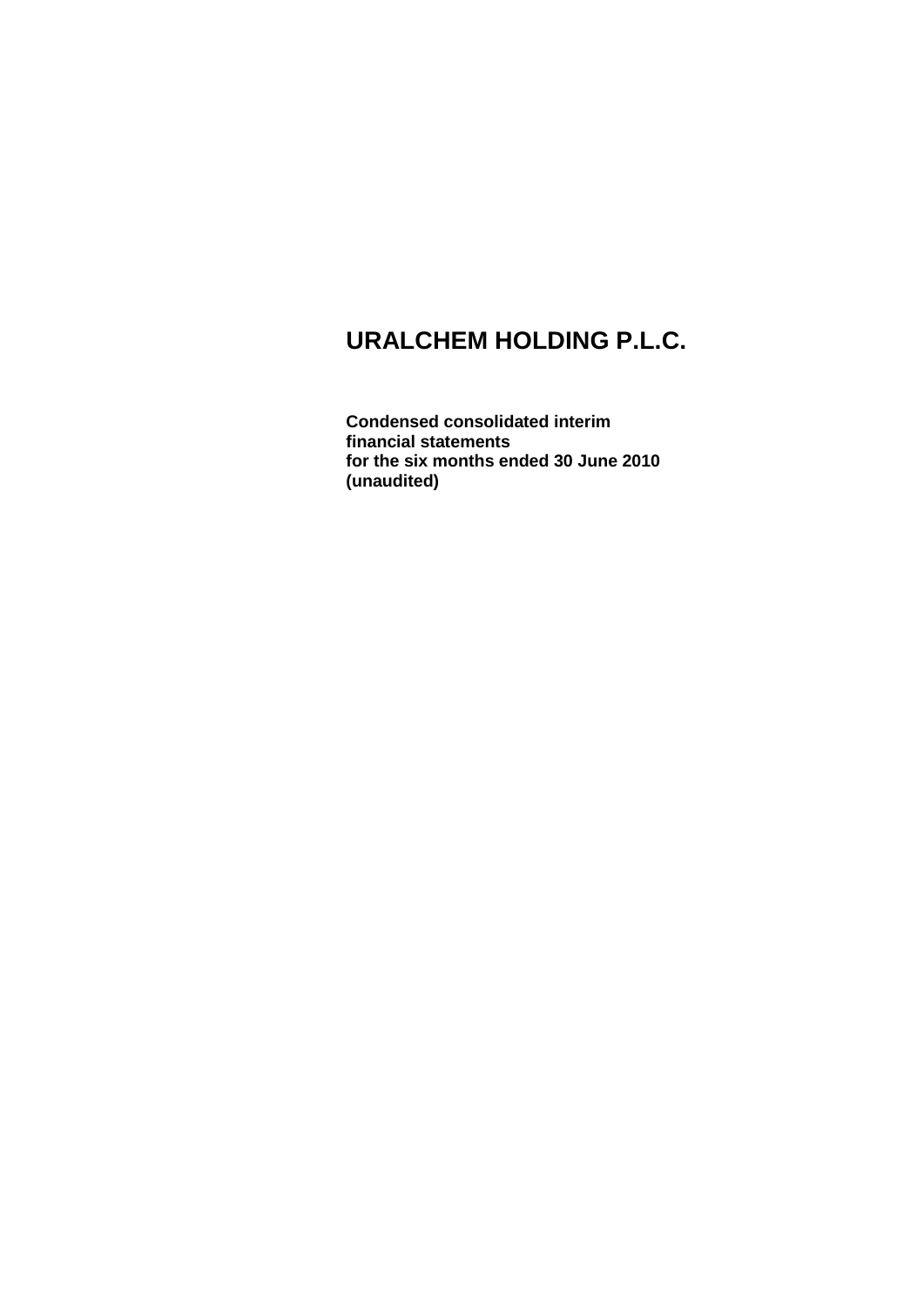# URALCHEM HOLDING P.L.C.

**Condensed consolidated interim financial statements for the six months ended 30 June 2010 (unaudited)**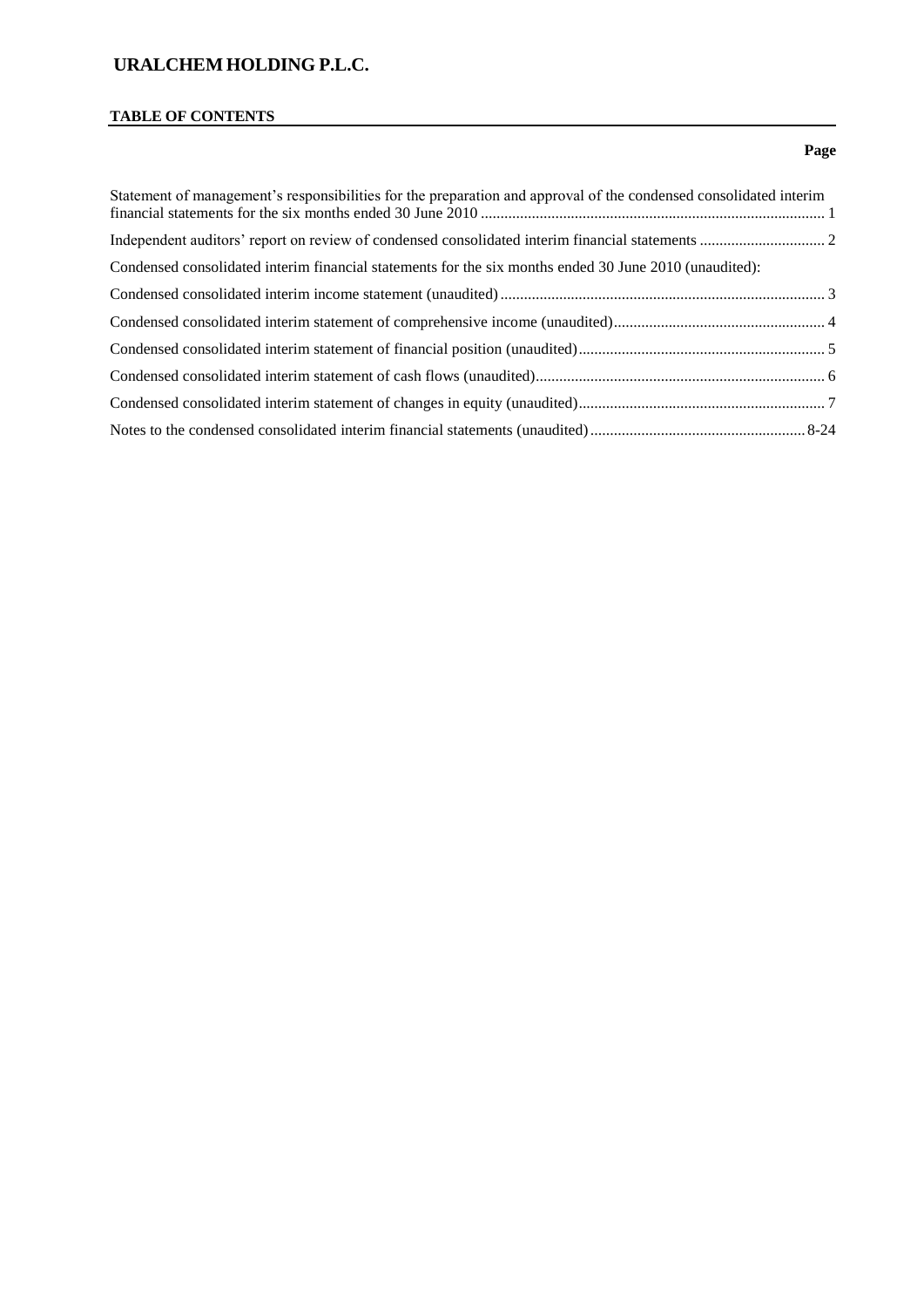# URALCHEM HOLDING P.L.C.

## TABLE OF CONTENTS

| | Page |
|---|---|
| Statement of management's responsibilities for the preparation and approval of the condensed consolidated interim financial statements for the six months ended 30 June 2010 | 1 |
| Independent auditors' report on review of condensed consolidated interim financial statements | 2 |
| Condensed consolidated interim financial statements for the six months ended 30 June 2010 (unaudited): | |
| Condensed consolidated interim income statement (unaudited) | 3 |
| Condensed consolidated interim statement of comprehensive income (unaudited) | 4 |
| Condensed consolidated interim statement of financial position (unaudited) | 5 |
| Condensed consolidated interim statement of cash flows (unaudited) | 6 |
| Condensed consolidated interim statement of changes in equity (unaudited) | 7 |
| Notes to the condensed consolidated interim financial statements (unaudited) | 8-24 |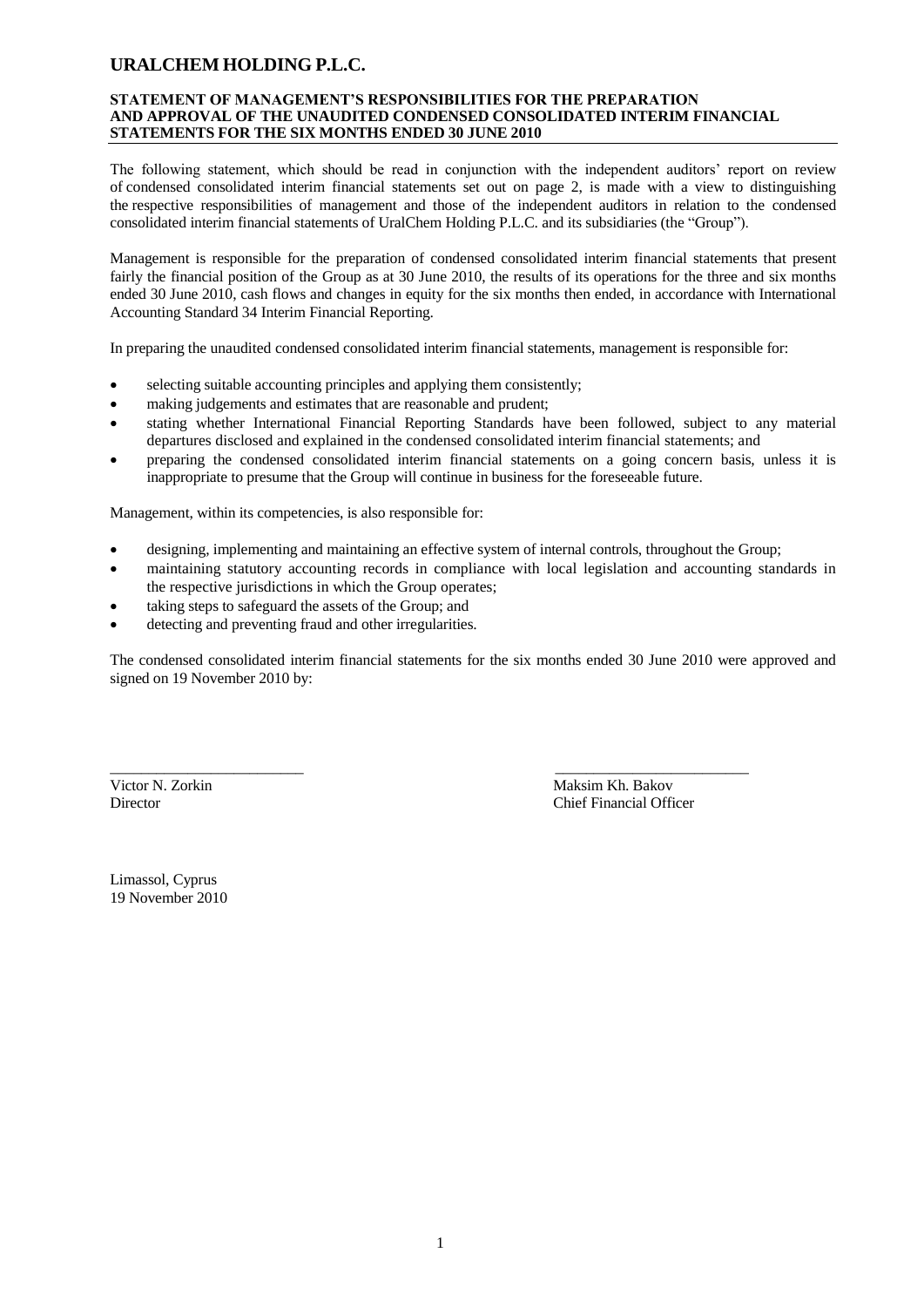# URALCHEM HOLDING P.L.C.

**STATEMENT OF MANAGEMENT'S RESPONSIBILITIES FOR THE PREPARATION AND APPROVAL OF THE UNAUDITED CONDENSED CONSOLIDATED INTERIM FINANCIAL STATEMENTS FOR THE SIX MONTHS ENDED 30 JUNE 2010**

The following statement, which should be read in conjunction with the independent auditors' report on review of condensed consolidated interim financial statements set out on page 2, is made with a view to distinguishing the respective responsibilities of management and those of the independent auditors in relation to the condensed consolidated interim financial statements of UralChem Holding P.L.C. and its subsidiaries (the "Group").

Management is responsible for the preparation of condensed consolidated interim financial statements that present fairly the financial position of the Group as at 30 June 2010, the results of its operations for the three and six months ended 30 June 2010, cash flows and changes in equity for the six months then ended, in accordance with International Accounting Standard 34 Interim Financial Reporting.

In preparing the unaudited condensed consolidated interim financial statements, management is responsible for:

- selecting suitable accounting principles and applying them consistently;
- making judgements and estimates that are reasonable and prudent;
- stating whether International Financial Reporting Standards have been followed, subject to any material departures disclosed and explained in the condensed consolidated interim financial statements; and
- preparing the condensed consolidated interim financial statements on a going concern basis, unless it is inappropriate to presume that the Group will continue in business for the foreseeable future.

Management, within its competencies, is also responsible for:

- designing, implementing and maintaining an effective system of internal controls, throughout the Group;
- maintaining statutory accounting records in compliance with local legislation and accounting standards in the respective jurisdictions in which the Group operates;
- taking steps to safeguard the assets of the Group; and
- detecting and preventing fraud and other irregularities.

The condensed consolidated interim financial statements for the six months ended 30 June 2010 were approved and signed on 19 November 2010 by:

| _________________________ | _________________________ |
|---|---|
| Victor N. Zorkin | Maksim Kh. Bakov |
| Director | Chief Financial Officer |

Limassol, Cyprus
19 November 2010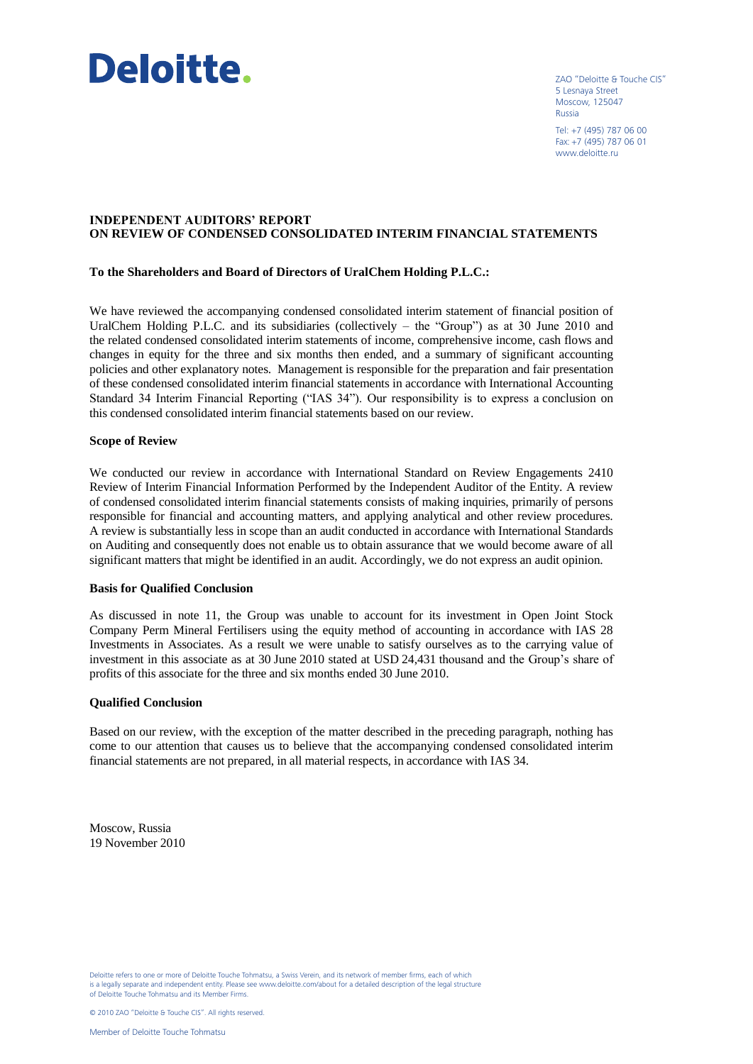Deloitte.

ZAO "Deloitte & Touche CIS"
5 Lesnaya Street
Moscow, 125047
Russia

Tel: +7 (495) 787 06 00
Fax: +7 (495) 787 06 01
www.deloitte.ru

# INDEPENDENT AUDITORS' REPORT ON REVIEW OF CONDENSED CONSOLIDATED INTERIM FINANCIAL STATEMENTS

**To the Shareholders and Board of Directors of UralChem Holding P.L.C.:**

We have reviewed the accompanying condensed consolidated interim statement of financial position of UralChem Holding P.L.C. and its subsidiaries (collectively – the "Group") as at 30 June 2010 and the related condensed consolidated interim statements of income, comprehensive income, cash flows and changes in equity for the three and six months then ended, and a summary of significant accounting policies and other explanatory notes. Management is responsible for the preparation and fair presentation of these condensed consolidated interim financial statements in accordance with International Accounting Standard 34 Interim Financial Reporting ("IAS 34"). Our responsibility is to express a conclusion on this condensed consolidated interim financial statements based on our review.

**Scope of Review**

We conducted our review in accordance with International Standard on Review Engagements 2410 Review of Interim Financial Information Performed by the Independent Auditor of the Entity. A review of condensed consolidated interim financial statements consists of making inquiries, primarily of persons responsible for financial and accounting matters, and applying analytical and other review procedures. A review is substantially less in scope than an audit conducted in accordance with International Standards on Auditing and consequently does not enable us to obtain assurance that we would become aware of all significant matters that might be identified in an audit. Accordingly, we do not express an audit opinion.

**Basis for Qualified Conclusion**

As discussed in note 11, the Group was unable to account for its investment in Open Joint Stock Company Perm Mineral Fertilisers using the equity method of accounting in accordance with IAS 28 Investments in Associates. As a result we were unable to satisfy ourselves as to the carrying value of investment in this associate as at 30 June 2010 stated at USD 24,431 thousand and the Group's share of profits of this associate for the three and six months ended 30 June 2010.

**Qualified Conclusion**

Based on our review, with the exception of the matter described in the preceding paragraph, nothing has come to our attention that causes us to believe that the accompanying condensed consolidated interim financial statements are not prepared, in all material respects, in accordance with IAS 34.

Moscow, Russia
19 November 2010

Deloitte refers to one or more of Deloitte Touche Tohmatsu, a Swiss Verein, and its network of member firms, each of which is a legally separate and independent entity. Please see www.deloitte.com/about for a detailed description of the legal structure of Deloitte Touche Tohmatsu and its Member Firms.

© 2010 ZAO "Deloitte & Touche CIS". All rights reserved.

Member of Deloitte Touche Tohmatsu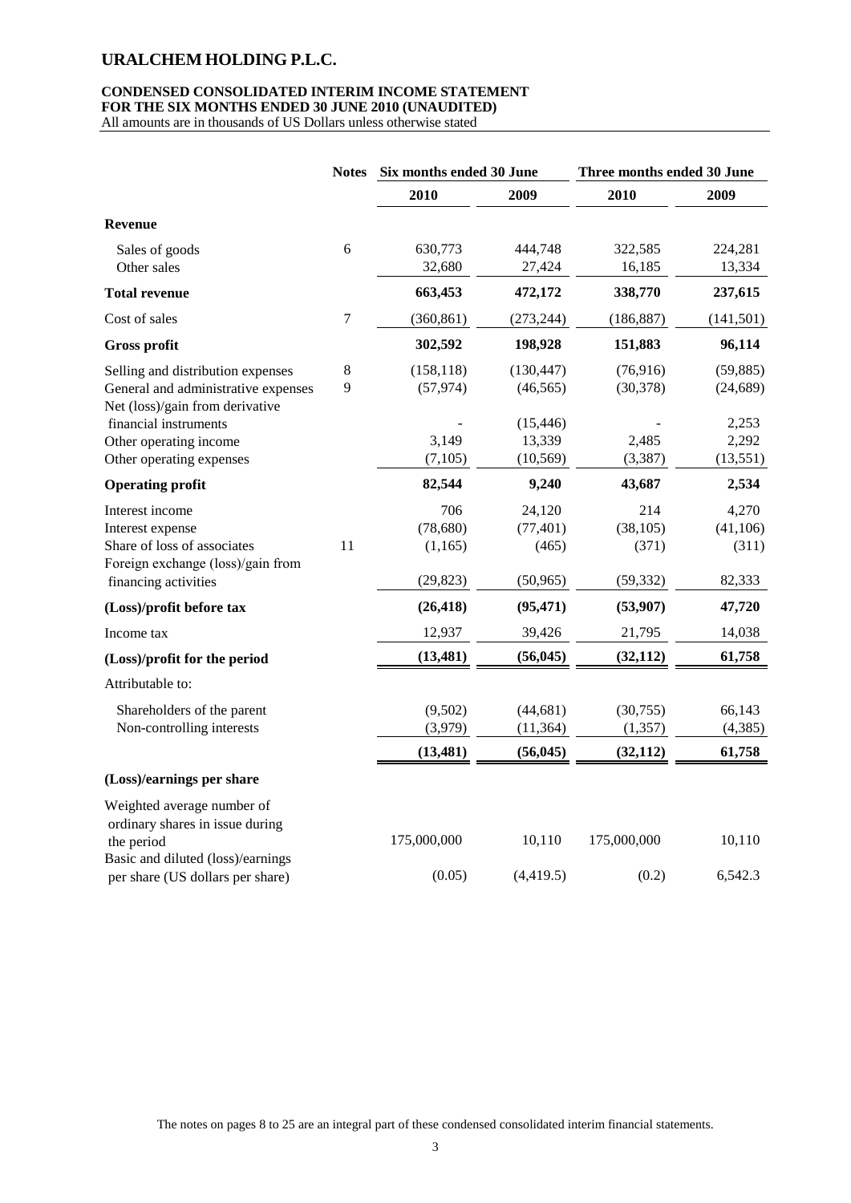# URALCHEM HOLDING P.L.C.

**CONDENSED CONSOLIDATED INTERIM INCOME STATEMENT**
**FOR THE SIX MONTHS ENDED 30 JUNE 2010 (UNAUDITED)**
All amounts are in thousands of US Dollars unless otherwise stated

| | Notes | Six months ended 30 June | | Three months ended 30 June | |
|---|---|---|---|---|---|
| | | **2010** | **2009** | **2010** | **2009** |
| **Revenue** | | | | | |
| Sales of goods | 6 | 630,773 | 444,748 | 322,585 | 224,281 |
| Other sales | | 32,680 | 27,424 | 16,185 | 13,334 |
| **Total revenue** | | **663,453** | **472,172** | **338,770** | **237,615** |
| Cost of sales | 7 | (360,861) | (273,244) | (186,887) | (141,501) |
| **Gross profit** | | **302,592** | **198,928** | **151,883** | **96,114** |
| Selling and distribution expenses | 8 | (158,118) | (130,447) | (76,916) | (59,885) |
| General and administrative expenses | 9 | (57,974) | (46,565) | (30,378) | (24,689) |
| Net (loss)/gain from derivative financial instruments | | - | (15,446) | - | 2,253 |
| Other operating income | | 3,149 | 13,339 | 2,485 | 2,292 |
| Other operating expenses | | (7,105) | (10,569) | (3,387) | (13,551) |
| **Operating profit** | | **82,544** | **9,240** | **43,687** | **2,534** |
| Interest income | | 706 | 24,120 | 214 | 4,270 |
| Interest expense | | (78,680) | (77,401) | (38,105) | (41,106) |
| Share of loss of associates | 11 | (1,165) | (465) | (371) | (311) |
| Foreign exchange (loss)/gain from financing activities | | (29,823) | (50,965) | (59,332) | 82,333 |
| **(Loss)/profit before tax** | | **(26,418)** | **(95,471)** | **(53,907)** | **47,720** |
| Income tax | | 12,937 | 39,426 | 21,795 | 14,038 |
| **(Loss)/profit for the period** | | **(13,481)** | **(56,045)** | **(32,112)** | **61,758** |
| Attributable to: | | | | | |
| Shareholders of the parent | | (9,502) | (44,681) | (30,755) | 66,143 |
| Non-controlling interests | | (3,979) | (11,364) | (1,357) | (4,385) |
| | | **(13,481)** | **(56,045)** | **(32,112)** | **61,758** |
| **(Loss)/earnings per share** | | | | | |
| Weighted average number of ordinary shares in issue during the period | | 175,000,000 | 10,110 | 175,000,000 | 10,110 |
| Basic and diluted (loss)/earnings per share (US dollars per share) | | (0.05) | (4,419.5) | (0.2) | 6,542.3 |

The notes on pages 8 to 25 are an integral part of these condensed consolidated interim financial statements.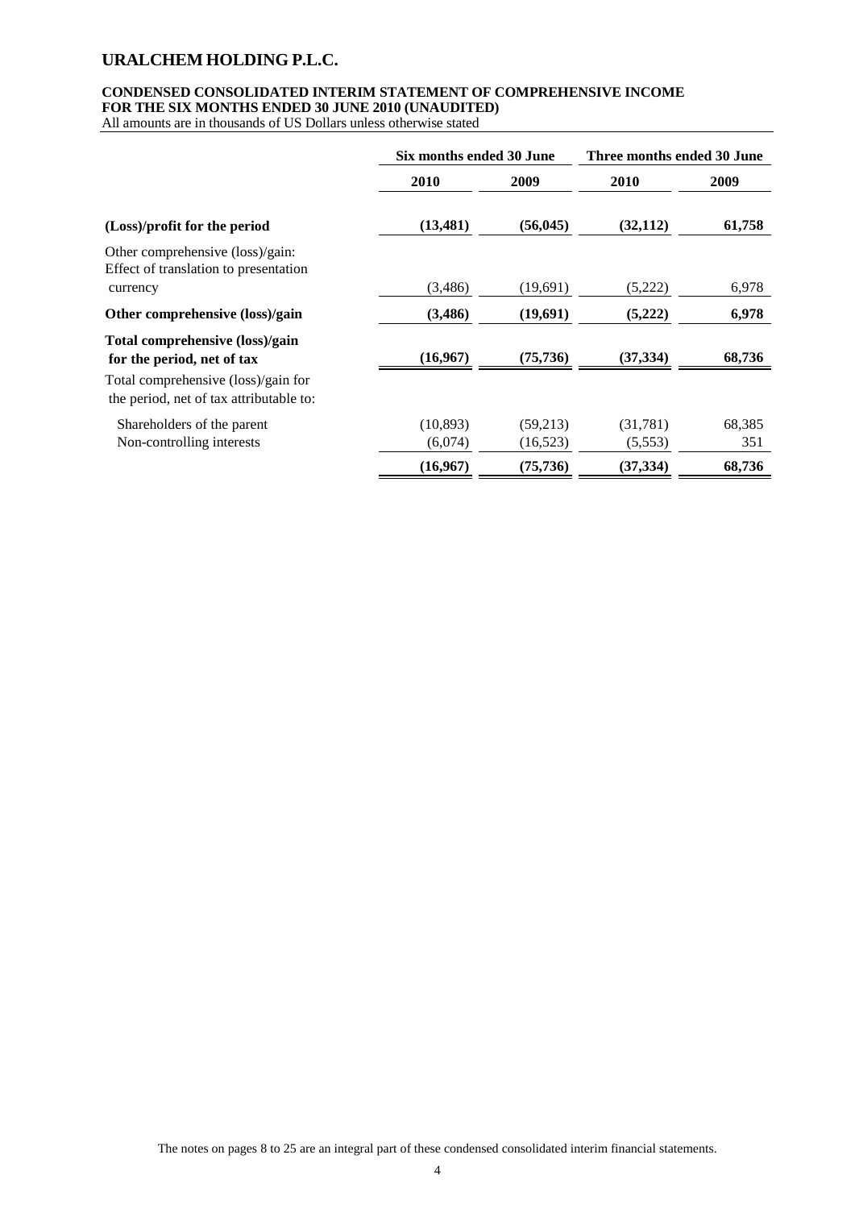# URALCHEM HOLDING P.L.C.

**CONDENSED CONSOLIDATED INTERIM STATEMENT OF COMPREHENSIVE INCOME**
**FOR THE SIX MONTHS ENDED 30 JUNE 2010 (UNAUDITED)**
All amounts are in thousands of US Dollars unless otherwise stated

| | Six months ended 30 June | | Three months ended 30 June | |
|---|---|---|---|---|
| | **2010** | **2009** | **2010** | **2009** |
| **(Loss)/profit for the period** | **(13,481)** | **(56,045)** | **(32,112)** | **61,758** |
| Other comprehensive (loss)/gain: Effect of translation to presentation currency | (3,486) | (19,691) | (5,222) | 6,978 |
| **Other comprehensive (loss)/gain** | **(3,486)** | **(19,691)** | **(5,222)** | **6,978** |
| **Total comprehensive (loss)/gain for the period, net of tax** | **(16,967)** | **(75,736)** | **(37,334)** | **68,736** |
| Total comprehensive (loss)/gain for the period, net of tax attributable to: | | | | |
| Shareholders of the parent | (10,893) | (59,213) | (31,781) | 68,385 |
| Non-controlling interests | (6,074) | (16,523) | (5,553) | 351 |
| | **(16,967)** | **(75,736)** | **(37,334)** | **68,736** |

The notes on pages 8 to 25 are an integral part of these condensed consolidated interim financial statements.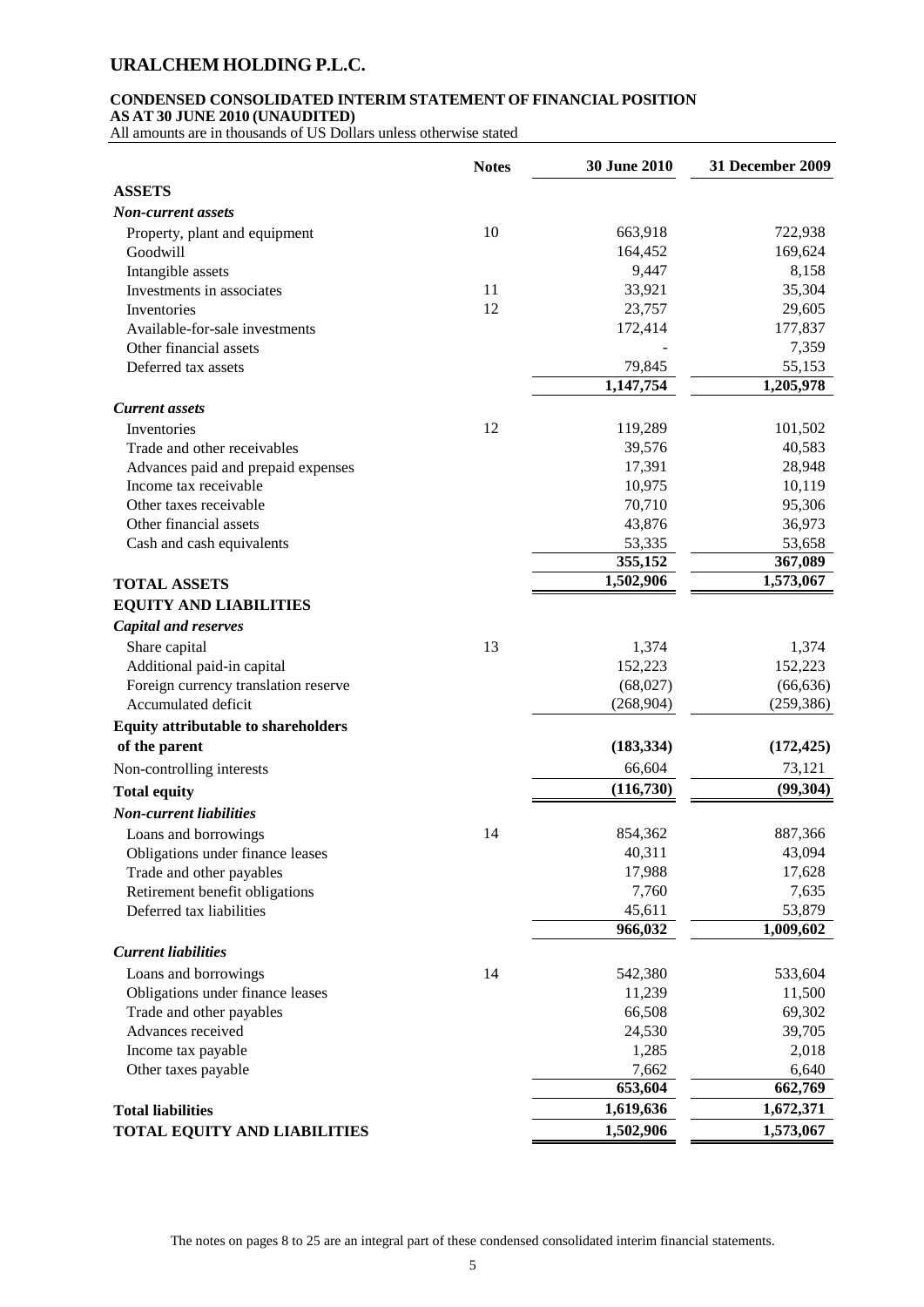# URALCHEM HOLDING P.L.C.

## CONDENSED CONSOLIDATED INTERIM STATEMENT OF FINANCIAL POSITION

**AS AT 30 JUNE 2010 (UNAUDITED)**

All amounts are in thousands of US Dollars unless otherwise stated

| | Notes | 30 June 2010 | 31 December 2009 |
|---|---|---|---|
| **ASSETS** | | | |
| ***Non-current assets*** | | | |
| Property, plant and equipment | 10 | 663,918 | 722,938 |
| Goodwill | | 164,452 | 169,624 |
| Intangible assets | | 9,447 | 8,158 |
| Investments in associates | 11 | 33,921 | 35,304 |
| Inventories | 12 | 23,757 | 29,605 |
| Available-for-sale investments | | 172,414 | 177,837 |
| Other financial assets | | - | 7,359 |
| Deferred tax assets | | 79,845 | 55,153 |
| | | **1,147,754** | **1,205,978** |
| ***Current assets*** | | | |
| Inventories | 12 | 119,289 | 101,502 |
| Trade and other receivables | | 39,576 | 40,583 |
| Advances paid and prepaid expenses | | 17,391 | 28,948 |
| Income tax receivable | | 10,975 | 10,119 |
| Other taxes receivable | | 70,710 | 95,306 |
| Other financial assets | | 43,876 | 36,973 |
| Cash and cash equivalents | | 53,335 | 53,658 |
| | | **355,152** | **367,089** |
| **TOTAL ASSETS** | | **1,502,906** | **1,573,067** |
| **EQUITY AND LIABILITIES** | | | |
| ***Capital and reserves*** | | | |
| Share capital | 13 | 1,374 | 1,374 |
| Additional paid-in capital | | 152,223 | 152,223 |
| Foreign currency translation reserve | | (68,027) | (66,636) |
| Accumulated deficit | | (268,904) | (259,386) |
| **Equity attributable to shareholders of the parent** | | **(183,334)** | **(172,425)** |
| Non-controlling interests | | 66,604 | 73,121 |
| **Total equity** | | **(116,730)** | **(99,304)** |
| ***Non-current liabilities*** | | | |
| Loans and borrowings | 14 | 854,362 | 887,366 |
| Obligations under finance leases | | 40,311 | 43,094 |
| Trade and other payables | | 17,988 | 17,628 |
| Retirement benefit obligations | | 7,760 | 7,635 |
| Deferred tax liabilities | | 45,611 | 53,879 |
| | | **966,032** | **1,009,602** |
| ***Current liabilities*** | | | |
| Loans and borrowings | 14 | 542,380 | 533,604 |
| Obligations under finance leases | | 11,239 | 11,500 |
| Trade and other payables | | 66,508 | 69,302 |
| Advances received | | 24,530 | 39,705 |
| Income tax payable | | 1,285 | 2,018 |
| Other taxes payable | | 7,662 | 6,640 |
| | | **653,604** | **662,769** |
| **Total liabilities** | | **1,619,636** | **1,672,371** |
| **TOTAL EQUITY AND LIABILITIES** | | **1,502,906** | **1,573,067** |

The notes on pages 8 to 25 are an integral part of these condensed consolidated interim financial statements.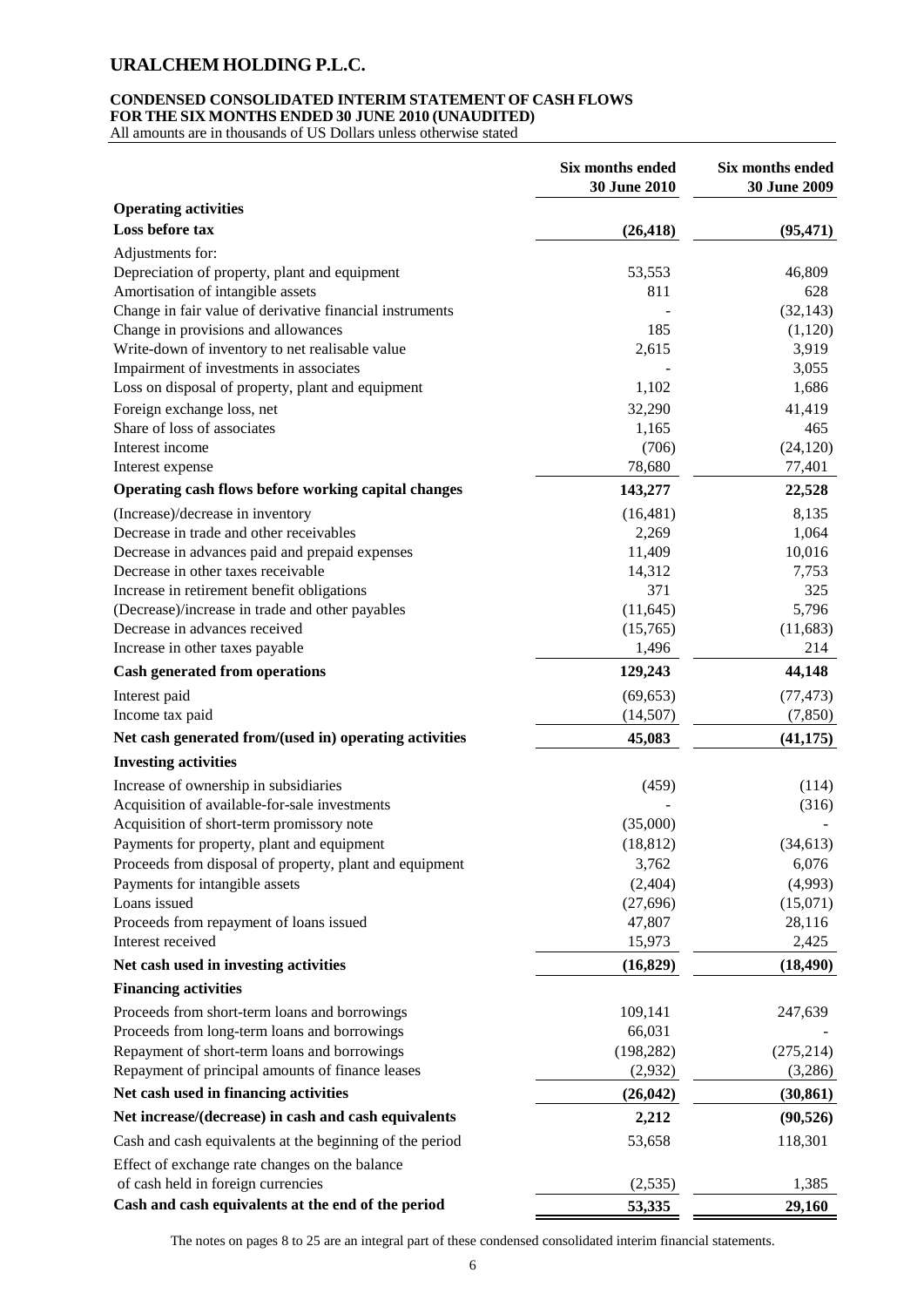# URALCHEM HOLDING P.L.C.

**CONDENSED CONSOLIDATED INTERIM STATEMENT OF CASH FLOWS**
**FOR THE SIX MONTHS ENDED 30 JUNE 2010 (UNAUDITED)**
All amounts are in thousands of US Dollars unless otherwise stated

| | Six months ended 30 June 2010 | Six months ended 30 June 2009 |
|---|---|---|
| **Operating activities** | | |
| **Loss before tax** | **(26,418)** | **(95,471)** |
| Adjustments for: | | |
| Depreciation of property, plant and equipment | 53,553 | 46,809 |
| Amortisation of intangible assets | 811 | 628 |
| Change in fair value of derivative financial instruments | - | (32,143) |
| Change in provisions and allowances | 185 | (1,120) |
| Write-down of inventory to net realisable value | 2,615 | 3,919 |
| Impairment of investments in associates | - | 3,055 |
| Loss on disposal of property, plant and equipment | 1,102 | 1,686 |
| Foreign exchange loss, net | 32,290 | 41,419 |
| Share of loss of associates | 1,165 | 465 |
| Interest income | (706) | (24,120) |
| Interest expense | 78,680 | 77,401 |
| **Operating cash flows before working capital changes** | **143,277** | **22,528** |
| (Increase)/decrease in inventory | (16,481) | 8,135 |
| Decrease in trade and other receivables | 2,269 | 1,064 |
| Decrease in advances paid and prepaid expenses | 11,409 | 10,016 |
| Decrease in other taxes receivable | 14,312 | 7,753 |
| Increase in retirement benefit obligations | 371 | 325 |
| (Decrease)/increase in trade and other payables | (11,645) | 5,796 |
| Decrease in advances received | (15,765) | (11,683) |
| Increase in other taxes payable | 1,496 | 214 |
| **Cash generated from operations** | **129,243** | **44,148** |
| Interest paid | (69,653) | (77,473) |
| Income tax paid | (14,507) | (7,850) |
| **Net cash generated from/(used in) operating activities** | **45,083** | **(41,175)** |
| **Investing activities** | | |
| Increase of ownership in subsidiaries | (459) | (114) |
| Acquisition of available-for-sale investments | - | (316) |
| Acquisition of short-term promissory note | (35,000) | - |
| Payments for property, plant and equipment | (18,812) | (34,613) |
| Proceeds from disposal of property, plant and equipment | 3,762 | 6,076 |
| Payments for intangible assets | (2,404) | (4,993) |
| Loans issued | (27,696) | (15,071) |
| Proceeds from repayment of loans issued | 47,807 | 28,116 |
| Interest received | 15,973 | 2,425 |
| **Net cash used in investing activities** | **(16,829)** | **(18,490)** |
| **Financing activities** | | |
| Proceeds from short-term loans and borrowings | 109,141 | 247,639 |
| Proceeds from long-term loans and borrowings | 66,031 | - |
| Repayment of short-term loans and borrowings | (198,282) | (275,214) |
| Repayment of principal amounts of finance leases | (2,932) | (3,286) |
| **Net cash used in financing activities** | **(26,042)** | **(30,861)** |
| **Net increase/(decrease) in cash and cash equivalents** | **2,212** | **(90,526)** |
| Cash and cash equivalents at the beginning of the period | 53,658 | 118,301 |
| Effect of exchange rate changes on the balance of cash held in foreign currencies | (2,535) | 1,385 |
| **Cash and cash equivalents at the end of the period** | **53,335** | **29,160** |

The notes on pages 8 to 25 are an integral part of these condensed consolidated interim financial statements.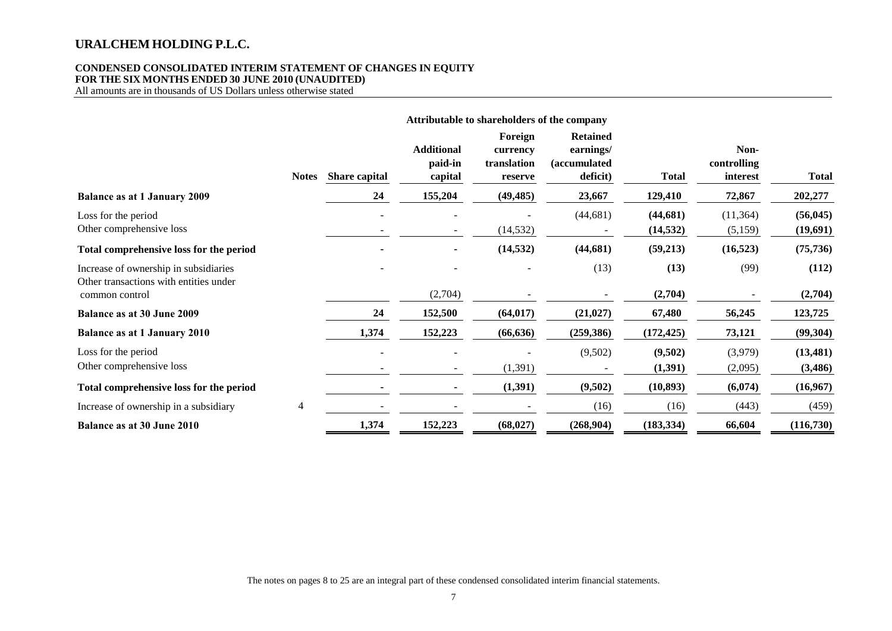# URALCHEM HOLDING P.L.C.

**CONDENSED CONSOLIDATED INTERIM STATEMENT OF CHANGES IN EQUITY**
**FOR THE SIX MONTHS ENDED 30 JUNE 2010 (UNAUDITED)**
All amounts are in thousands of US Dollars unless otherwise stated

| | | Attributable to shareholders of the company | | | | | | |
|---|---|---|---|---|---|---|---|---|
| | **Notes** | **Share capital** | **Additional paid-in capital** | **Foreign currency translation reserve** | **Retained earnings/ (accumulated deficit)** | **Total** | **Non-controlling interest** | **Total** |
| **Balance as at 1 January 2009** | | **24** | **155,204** | **(49,485)** | **23,667** | **129,410** | **72,867** | **202,277** |
| Loss for the period | | - | - | - | (44,681) | **(44,681)** | (11,364) | **(56,045)** |
| Other comprehensive loss | | - | - | (14,532) | - | **(14,532)** | (5,159) | **(19,691)** |
| **Total comprehensive loss for the period** | | **-** | **-** | **(14,532)** | **(44,681)** | **(59,213)** | **(16,523)** | **(75,736)** |
| Increase of ownership in subsidiaries | | - | - | - | (13) | **(13)** | (99) | **(112)** |
| Other transactions with entities under common control | | | (2,704) | - | - | **(2,704)** | - | **(2,704)** |
| **Balance as at 30 June 2009** | | **24** | **152,500** | **(64,017)** | **(21,027)** | **67,480** | **56,245** | **123,725** |
| **Balance as at 1 January 2010** | | **1,374** | **152,223** | **(66,636)** | **(259,386)** | **(172,425)** | **73,121** | **(99,304)** |
| Loss for the period | | - | - | - | (9,502) | **(9,502)** | (3,979) | **(13,481)** |
| Other comprehensive loss | | - | - | (1,391) | - | **(1,391)** | (2,095) | **(3,486)** |
| **Total comprehensive loss for the period** | | **-** | **-** | **(1,391)** | **(9,502)** | **(10,893)** | **(6,074)** | **(16,967)** |
| Increase of ownership in a subsidiary | 4 | - | - | - | (16) | (16) | (443) | (459) |
| **Balance as at 30 June 2010** | | **1,374** | **152,223** | **(68,027)** | **(268,904)** | **(183,334)** | **66,604** | **(116,730)** |

The notes on pages 8 to 25 are an integral part of these condensed consolidated interim financial statements.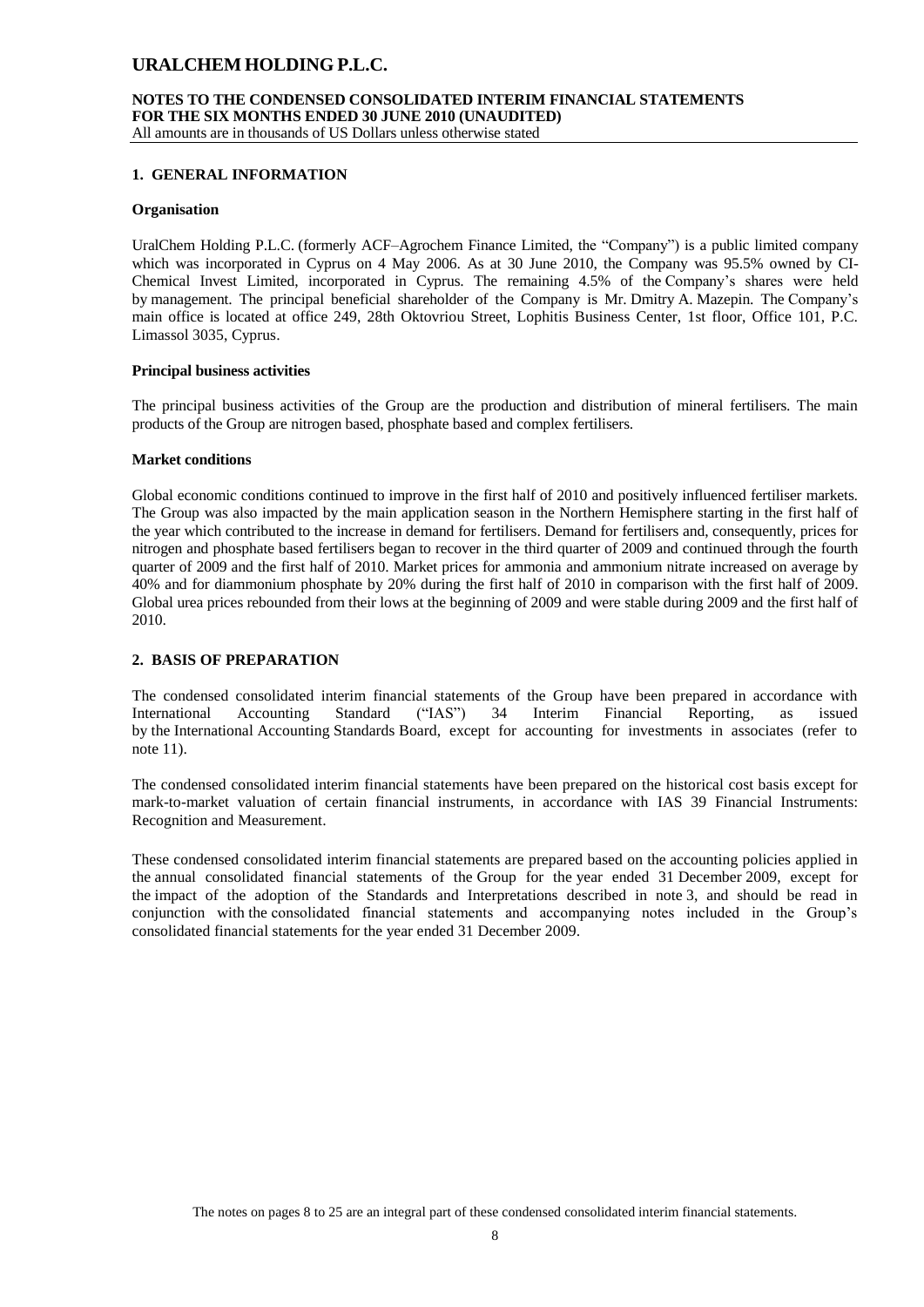## NOTES TO THE CONDENSED CONSOLIDATED INTERIM FINANCIAL STATEMENTS FOR THE SIX MONTHS ENDED 30 JUNE 2010 (UNAUDITED)

All amounts are in thousands of US Dollars unless otherwise stated

### 1. GENERAL INFORMATION

**Organisation**

UralChem Holding P.L.C. (formerly ACF–Agrochem Finance Limited, the "Company") is a public limited company which was incorporated in Cyprus on 4 May 2006. As at 30 June 2010, the Company was 95.5% owned by CI-Chemical Invest Limited, incorporated in Cyprus. The remaining 4.5% of the Company's shares were held by management. The principal beneficial shareholder of the Company is Mr. Dmitry A. Mazepin. The Company's main office is located at office 249, 28th Oktovriou Street, Lophitis Business Center, 1st floor, Office 101, P.C. Limassol 3035, Cyprus.

**Principal business activities**

The principal business activities of the Group are the production and distribution of mineral fertilisers. The main products of the Group are nitrogen based, phosphate based and complex fertilisers.

**Market conditions**

Global economic conditions continued to improve in the first half of 2010 and positively influenced fertiliser markets. The Group was also impacted by the main application season in the Northern Hemisphere starting in the first half of the year which contributed to the increase in demand for fertilisers. Demand for fertilisers and, consequently, prices for nitrogen and phosphate based fertilisers began to recover in the third quarter of 2009 and continued through the fourth quarter of 2009 and the first half of 2010. Market prices for ammonia and ammonium nitrate increased on average by 40% and for diammonium phosphate by 20% during the first half of 2010 in comparison with the first half of 2009. Global urea prices rebounded from their lows at the beginning of 2009 and were stable during 2009 and the first half of 2010.

### 2. BASIS OF PREPARATION

The condensed consolidated interim financial statements of the Group have been prepared in accordance with International Accounting Standard ("IAS") 34 Interim Financial Reporting, as issued by the International Accounting Standards Board, except for accounting for investments in associates (refer to note 11).

The condensed consolidated interim financial statements have been prepared on the historical cost basis except for mark-to-market valuation of certain financial instruments, in accordance with IAS 39 Financial Instruments: Recognition and Measurement.

These condensed consolidated interim financial statements are prepared based on the accounting policies applied in the annual consolidated financial statements of the Group for the year ended 31 December 2009, except for the impact of the adoption of the Standards and Interpretations described in note 3, and should be read in conjunction with the consolidated financial statements and accompanying notes included in the Group's consolidated financial statements for the year ended 31 December 2009.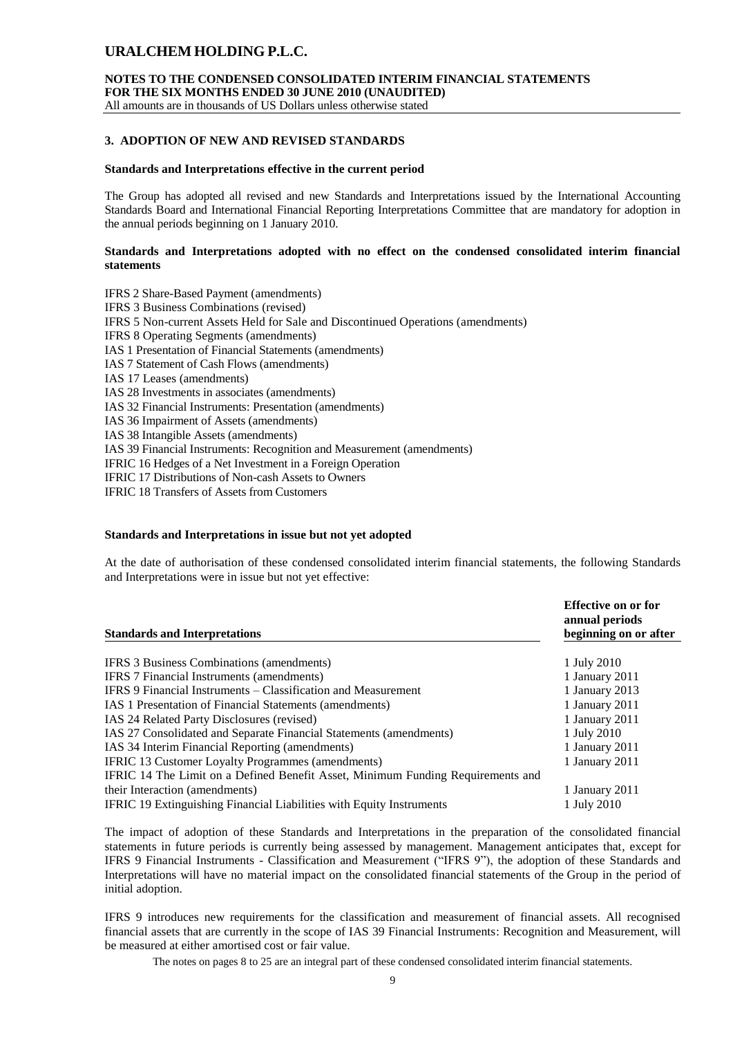## 3. ADOPTION OF NEW AND REVISED STANDARDS

**Standards and Interpretations effective in the current period**

The Group has adopted all revised and new Standards and Interpretations issued by the International Accounting Standards Board and International Financial Reporting Interpretations Committee that are mandatory for adoption in the annual periods beginning on 1 January 2010.

**Standards and Interpretations adopted with no effect on the condensed consolidated interim financial statements**

IFRS 2 Share-Based Payment (amendments)
IFRS 3 Business Combinations (revised)
IFRS 5 Non-current Assets Held for Sale and Discontinued Operations (amendments)
IFRS 8 Operating Segments (amendments)
IAS 1 Presentation of Financial Statements (amendments)
IAS 7 Statement of Cash Flows (amendments)
IAS 17 Leases (amendments)
IAS 28 Investments in associates (amendments)
IAS 32 Financial Instruments: Presentation (amendments)
IAS 36 Impairment of Assets (amendments)
IAS 38 Intangible Assets (amendments)
IAS 39 Financial Instruments: Recognition and Measurement (amendments)
IFRIC 16 Hedges of a Net Investment in a Foreign Operation
IFRIC 17 Distributions of Non-cash Assets to Owners
IFRIC 18 Transfers of Assets from Customers

**Standards and Interpretations in issue but not yet adopted**

At the date of authorisation of these condensed consolidated interim financial statements, the following Standards and Interpretations were in issue but not yet effective:

| Standards and Interpretations | Effective on or for annual periods beginning on or after |
|---|---|
| IFRS 3 Business Combinations (amendments) | 1 July 2010 |
| IFRS 7 Financial Instruments (amendments) | 1 January 2011 |
| IFRS 9 Financial Instruments – Classification and Measurement | 1 January 2013 |
| IAS 1 Presentation of Financial Statements (amendments) | 1 January 2011 |
| IAS 24 Related Party Disclosures (revised) | 1 January 2011 |
| IAS 27 Consolidated and Separate Financial Statements (amendments) | 1 July 2010 |
| IAS 34 Interim Financial Reporting (amendments) | 1 January 2011 |
| IFRIC 13 Customer Loyalty Programmes (amendments) | 1 January 2011 |
| IFRIC 14 The Limit on a Defined Benefit Asset, Minimum Funding Requirements and their Interaction (amendments) | 1 January 2011 |
| IFRIC 19 Extinguishing Financial Liabilities with Equity Instruments | 1 July 2010 |

The impact of adoption of these Standards and Interpretations in the preparation of the consolidated financial statements in future periods is currently being assessed by management. Management anticipates that, except for IFRS 9 Financial Instruments - Classification and Measurement ("IFRS 9"), the adoption of these Standards and Interpretations will have no material impact on the consolidated financial statements of the Group in the period of initial adoption.

IFRS 9 introduces new requirements for the classification and measurement of financial assets. All recognised financial assets that are currently in the scope of IAS 39 Financial Instruments: Recognition and Measurement, will be measured at either amortised cost or fair value.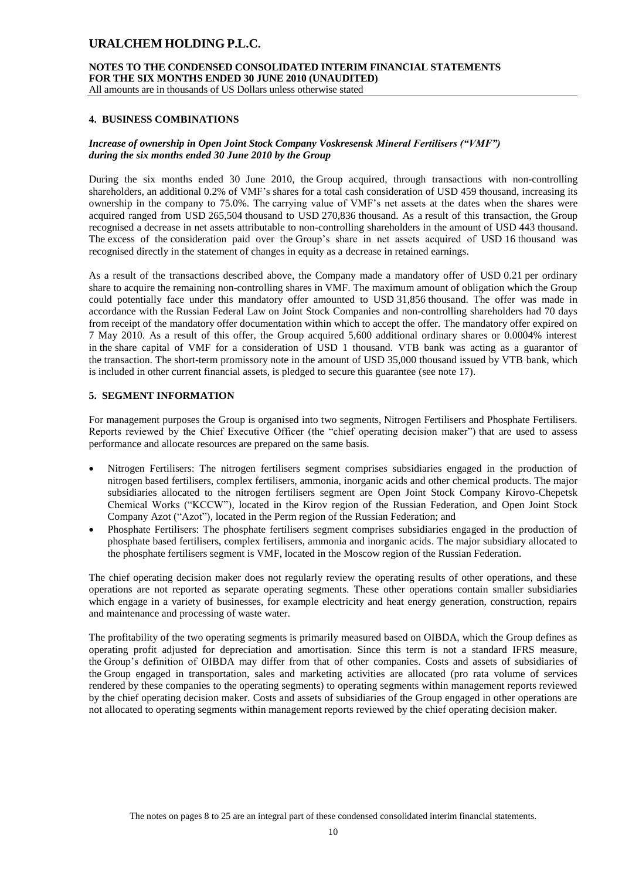## 4. BUSINESS COMBINATIONS

***Increase of ownership in Open Joint Stock Company Voskresensk Mineral Fertilisers ("VMF") during the six months ended 30 June 2010 by the Group***

During the six months ended 30 June 2010, the Group acquired, through transactions with non-controlling shareholders, an additional 0.2% of VMF's shares for a total cash consideration of USD 459 thousand, increasing its ownership in the company to 75.0%. The carrying value of VMF's net assets at the dates when the shares were acquired ranged from USD 265,504 thousand to USD 270,836 thousand. As a result of this transaction, the Group recognised a decrease in net assets attributable to non-controlling shareholders in the amount of USD 443 thousand. The excess of the consideration paid over the Group's share in net assets acquired of USD 16 thousand was recognised directly in the statement of changes in equity as a decrease in retained earnings.

As a result of the transactions described above, the Company made a mandatory offer of USD 0.21 per ordinary share to acquire the remaining non-controlling shares in VMF. The maximum amount of obligation which the Group could potentially face under this mandatory offer amounted to USD 31,856 thousand. The offer was made in accordance with the Russian Federal Law on Joint Stock Companies and non-controlling shareholders had 70 days from receipt of the mandatory offer documentation within which to accept the offer. The mandatory offer expired on 7 May 2010. As a result of this offer, the Group acquired 5,600 additional ordinary shares or 0.0004% interest in the share capital of VMF for a consideration of USD 1 thousand. VTB bank was acting as a guarantor of the transaction. The short-term promissory note in the amount of USD 35,000 thousand issued by VTB bank, which is included in other current financial assets, is pledged to secure this guarantee (see note 17).

## 5. SEGMENT INFORMATION

For management purposes the Group is organised into two segments, Nitrogen Fertilisers and Phosphate Fertilisers. Reports reviewed by the Chief Executive Officer (the "chief operating decision maker") that are used to assess performance and allocate resources are prepared on the same basis.

- Nitrogen Fertilisers: The nitrogen fertilisers segment comprises subsidiaries engaged in the production of nitrogen based fertilisers, complex fertilisers, ammonia, inorganic acids and other chemical products. The major subsidiaries allocated to the nitrogen fertilisers segment are Open Joint Stock Company Kirovo-Chepetsk Chemical Works ("KCCW"), located in the Kirov region of the Russian Federation, and Open Joint Stock Company Azot ("Azot"), located in the Perm region of the Russian Federation; and
- Phosphate Fertilisers: The phosphate fertilisers segment comprises subsidiaries engaged in the production of phosphate based fertilisers, complex fertilisers, ammonia and inorganic acids. The major subsidiary allocated to the phosphate fertilisers segment is VMF, located in the Moscow region of the Russian Federation.

The chief operating decision maker does not regularly review the operating results of other operations, and these operations are not reported as separate operating segments. These other operations contain smaller subsidiaries which engage in a variety of businesses, for example electricity and heat energy generation, construction, repairs and maintenance and processing of waste water.

The profitability of the two operating segments is primarily measured based on OIBDA, which the Group defines as operating profit adjusted for depreciation and amortisation. Since this term is not a standard IFRS measure, the Group's definition of OIBDA may differ from that of other companies. Costs and assets of subsidiaries of the Group engaged in transportation, sales and marketing activities are allocated (pro rata volume of services rendered by these companies to the operating segments) to operating segments within management reports reviewed by the chief operating decision maker. Costs and assets of subsidiaries of the Group engaged in other operations are not allocated to operating segments within management reports reviewed by the chief operating decision maker.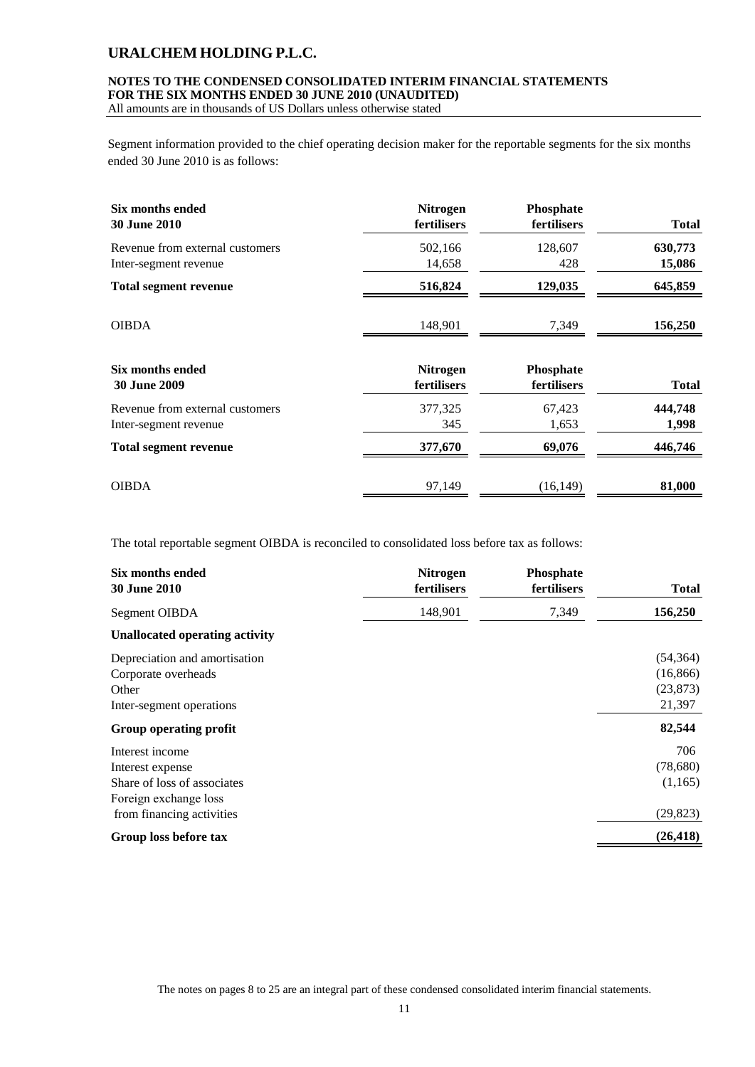Segment information provided to the chief operating decision maker for the reportable segments for the six months ended 30 June 2010 is as follows:

| Six months ended 30 June 2010 | Nitrogen fertilisers | Phosphate fertilisers | Total |
|---|---|---|---|
| Revenue from external customers | 502,166 | 128,607 | **630,773** |
| Inter-segment revenue | 14,658 | 428 | **15,086** |
| **Total segment revenue** | **516,824** | **129,035** | **645,859** |
| OIBDA | 148,901 | 7,349 | **156,250** |

| Six months ended 30 June 2009 | Nitrogen fertilisers | Phosphate fertilisers | Total |
|---|---|---|---|
| Revenue from external customers | 377,325 | 67,423 | **444,748** |
| Inter-segment revenue | 345 | 1,653 | **1,998** |
| **Total segment revenue** | **377,670** | **69,076** | **446,746** |
| OIBDA | 97,149 | (16,149) | **81,000** |

The total reportable segment OIBDA is reconciled to consolidated loss before tax as follows:

| Six months ended 30 June 2010 | Nitrogen fertilisers | Phosphate fertilisers | Total |
|---|---|---|---|
| Segment OIBDA | 148,901 | 7,349 | **156,250** |
| **Unallocated operating activity** | | | |
| Depreciation and amortisation | | | (54,364) |
| Corporate overheads | | | (16,866) |
| Other | | | (23,873) |
| Inter-segment operations | | | 21,397 |
| **Group operating profit** | | | **82,544** |
| Interest income | | | 706 |
| Interest expense | | | (78,680) |
| Share of loss of associates | | | (1,165) |
| Foreign exchange loss from financing activities | | | (29,823) |
| **Group loss before tax** | | | **(26,418)** |

The notes on pages 8 to 25 are an integral part of these condensed consolidated interim financial statements.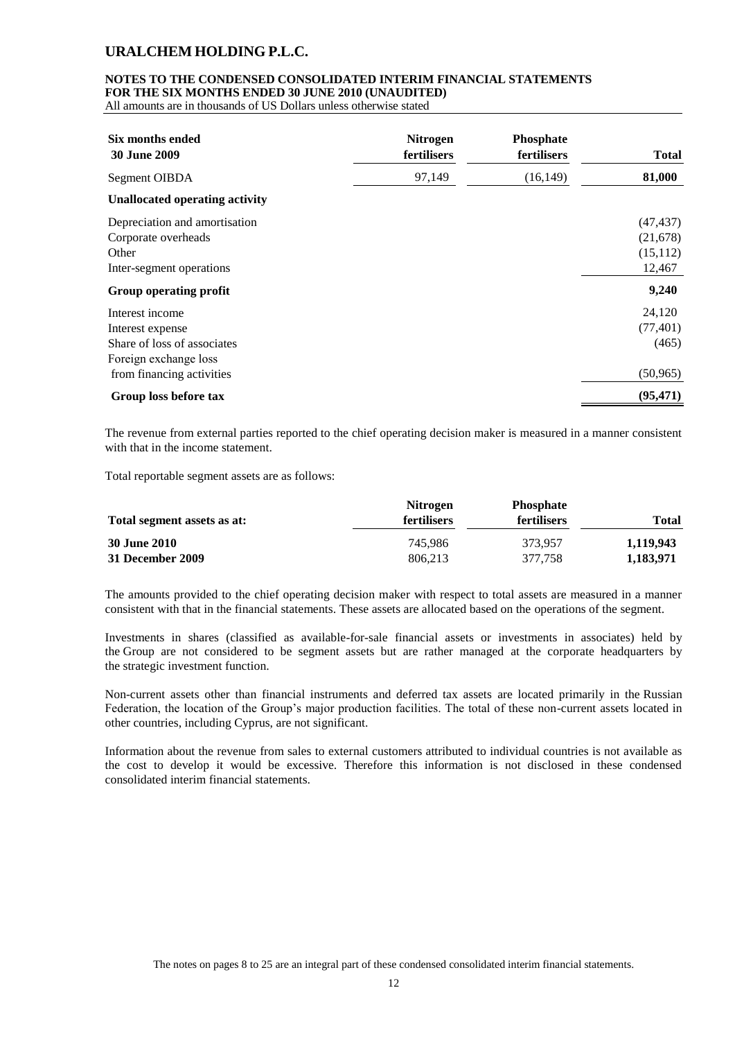| Six months ended 30 June 2009 | Nitrogen fertilisers | Phosphate fertilisers | Total |
|---|---|---|---|
| Segment OIBDA | 97,149 | (16,149) | **81,000** |
| **Unallocated operating activity** | | | |
| Depreciation and amortisation | | | (47,437) |
| Corporate overheads | | | (21,678) |
| Other | | | (15,112) |
| Inter-segment operations | | | 12,467 |
| **Group operating profit** | | | **9,240** |
| Interest income | | | 24,120 |
| Interest expense | | | (77,401) |
| Share of loss of associates | | | (465) |
| Foreign exchange loss from financing activities | | | (50,965) |
| **Group loss before tax** | | | **(95,471)** |

The revenue from external parties reported to the chief operating decision maker is measured in a manner consistent with that in the income statement.

Total reportable segment assets are as follows:

| Total segment assets as at: | Nitrogen fertilisers | Phosphate fertilisers | Total |
|---|---|---|---|
| **30 June 2010** | 745,986 | 373,957 | **1,119,943** |
| **31 December 2009** | 806,213 | 377,758 | **1,183,971** |

The amounts provided to the chief operating decision maker with respect to total assets are measured in a manner consistent with that in the financial statements. These assets are allocated based on the operations of the segment.

Investments in shares (classified as available-for-sale financial assets or investments in associates) held by the Group are not considered to be segment assets but are rather managed at the corporate headquarters by the strategic investment function.

Non-current assets other than financial instruments and deferred tax assets are located primarily in the Russian Federation, the location of the Group's major production facilities. The total of these non-current assets located in other countries, including Cyprus, are not significant.

Information about the revenue from sales to external customers attributed to individual countries is not available as the cost to develop it would be excessive. Therefore this information is not disclosed in these condensed consolidated interim financial statements.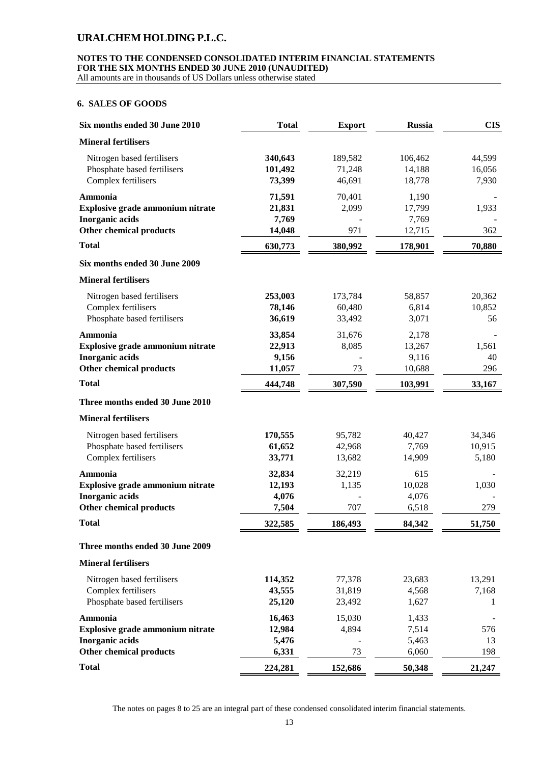# URALCHEM HOLDING P.L.C.

**NOTES TO THE CONDENSED CONSOLIDATED INTERIM FINANCIAL STATEMENTS FOR THE SIX MONTHS ENDED 30 JUNE 2010 (UNAUDITED)**
All amounts are in thousands of US Dollars unless otherwise stated

## 6. SALES OF GOODS

| Six months ended 30 June 2010 | Total | Export | Russia | CIS |
|---|---|---|---|---|
| **Mineral fertilisers** | | | | |
| Nitrogen based fertilisers | **340,643** | 189,582 | 106,462 | 44,599 |
| Phosphate based fertilisers | **101,492** | 71,248 | 14,188 | 16,056 |
| Complex fertilisers | **73,399** | 46,691 | 18,778 | 7,930 |
| **Ammonia** | **71,591** | 70,401 | 1,190 | - |
| **Explosive grade ammonium nitrate** | **21,831** | 2,099 | 17,799 | 1,933 |
| **Inorganic acids** | **7,769** | - | 7,769 | - |
| **Other chemical products** | **14,048** | 971 | 12,715 | 362 |
| **Total** | **630,773** | **380,992** | **178,901** | **70,880** |
| **Six months ended 30 June 2009** | | | | |
| **Mineral fertilisers** | | | | |
| Nitrogen based fertilisers | **253,003** | 173,784 | 58,857 | 20,362 |
| Complex fertilisers | **78,146** | 60,480 | 6,814 | 10,852 |
| Phosphate based fertilisers | **36,619** | 33,492 | 3,071 | 56 |
| **Ammonia** | **33,854** | 31,676 | 2,178 | - |
| **Explosive grade ammonium nitrate** | **22,913** | 8,085 | 13,267 | 1,561 |
| **Inorganic acids** | **9,156** | - | 9,116 | 40 |
| **Other chemical products** | **11,057** | 73 | 10,688 | 296 |
| **Total** | **444,748** | **307,590** | **103,991** | **33,167** |
| **Three months ended 30 June 2010** | | | | |
| **Mineral fertilisers** | | | | |
| Nitrogen based fertilisers | **170,555** | 95,782 | 40,427 | 34,346 |
| Phosphate based fertilisers | **61,652** | 42,968 | 7,769 | 10,915 |
| Complex fertilisers | **33,771** | 13,682 | 14,909 | 5,180 |
| **Ammonia** | **32,834** | 32,219 | 615 | - |
| **Explosive grade ammonium nitrate** | **12,193** | 1,135 | 10,028 | 1,030 |
| **Inorganic acids** | **4,076** | - | 4,076 | - |
| **Other chemical products** | **7,504** | 707 | 6,518 | 279 |
| **Total** | **322,585** | **186,493** | **84,342** | **51,750** |
| **Three months ended 30 June 2009** | | | | |
| **Mineral fertilisers** | | | | |
| Nitrogen based fertilisers | **114,352** | 77,378 | 23,683 | 13,291 |
| Complex fertilisers | **43,555** | 31,819 | 4,568 | 7,168 |
| Phosphate based fertilisers | **25,120** | 23,492 | 1,627 | 1 |
| **Ammonia** | **16,463** | 15,030 | 1,433 | - |
| **Explosive grade ammonium nitrate** | **12,984** | 4,894 | 7,514 | 576 |
| **Inorganic acids** | **5,476** | - | 5,463 | 13 |
| **Other chemical products** | **6,331** | 73 | 6,060 | 198 |
| **Total** | **224,281** | **152,686** | **50,348** | **21,247** |

The notes on pages 8 to 25 are an integral part of these condensed consolidated interim financial statements.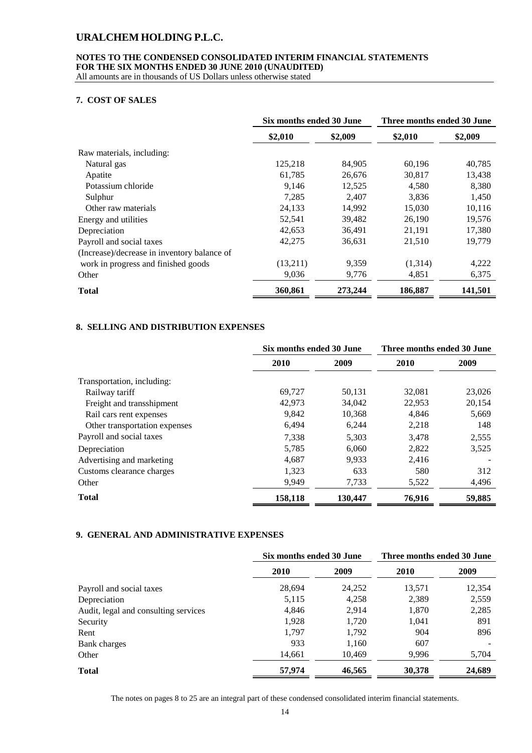# URALCHEM HOLDING P.L.C.

**NOTES TO THE CONDENSED CONSOLIDATED INTERIM FINANCIAL STATEMENTS**
**FOR THE SIX MONTHS ENDED 30 JUNE 2010 (UNAUDITED)**
All amounts are in thousands of US Dollars unless otherwise stated

## 7. COST OF SALES

| | Six months ended 30 June | | Three months ended 30 June | |
|---|---|---|---|---|
| | $2,010 | $2,009 | $2,010 | $2,009 |
| Raw materials, including: | | | | |
| Natural gas | 125,218 | 84,905 | 60,196 | 40,785 |
| Apatite | 61,785 | 26,676 | 30,817 | 13,438 |
| Potassium chloride | 9,146 | 12,525 | 4,580 | 8,380 |
| Sulphur | 7,285 | 2,407 | 3,836 | 1,450 |
| Other raw materials | 24,133 | 14,992 | 15,030 | 10,116 |
| Energy and utilities | 52,541 | 39,482 | 26,190 | 19,576 |
| Depreciation | 42,653 | 36,491 | 21,191 | 17,380 |
| Payroll and social taxes | 42,275 | 36,631 | 21,510 | 19,779 |
| (Increase)/decrease in inventory balance of work in progress and finished goods | (13,211) | 9,359 | (1,314) | 4,222 |
| Other | 9,036 | 9,776 | 4,851 | 6,375 |
| **Total** | **360,861** | **273,244** | **186,887** | **141,501** |

## 8. SELLING AND DISTRIBUTION EXPENSES

| | Six months ended 30 June | | Three months ended 30 June | |
|---|---|---|---|---|
| | 2010 | 2009 | 2010 | 2009 |
| Transportation, including: | | | | |
| Railway tariff | 69,727 | 50,131 | 32,081 | 23,026 |
| Freight and transshipment | 42,973 | 34,042 | 22,953 | 20,154 |
| Rail cars rent expenses | 9,842 | 10,368 | 4,846 | 5,669 |
| Other transportation expenses | 6,494 | 6,244 | 2,218 | 148 |
| Payroll and social taxes | 7,338 | 5,303 | 3,478 | 2,555 |
| Depreciation | 5,785 | 6,060 | 2,822 | 3,525 |
| Advertising and marketing | 4,687 | 9,933 | 2,416 | - |
| Customs clearance charges | 1,323 | 633 | 580 | 312 |
| Other | 9,949 | 7,733 | 5,522 | 4,496 |
| **Total** | **158,118** | **130,447** | **76,916** | **59,885** |

## 9. GENERAL AND ADMINISTRATIVE EXPENSES

| | Six months ended 30 June | | Three months ended 30 June | |
|---|---|---|---|---|
| | 2010 | 2009 | 2010 | 2009 |
| Payroll and social taxes | 28,694 | 24,252 | 13,571 | 12,354 |
| Depreciation | 5,115 | 4,258 | 2,389 | 2,559 |
| Audit, legal and consulting services | 4,846 | 2,914 | 1,870 | 2,285 |
| Security | 1,928 | 1,720 | 1,041 | 891 |
| Rent | 1,797 | 1,792 | 904 | 896 |
| Bank charges | 933 | 1,160 | 607 | - |
| Other | 14,661 | 10,469 | 9,996 | 5,704 |
| **Total** | **57,974** | **46,565** | **30,378** | **24,689** |

The notes on pages 8 to 25 are an integral part of these condensed consolidated interim financial statements.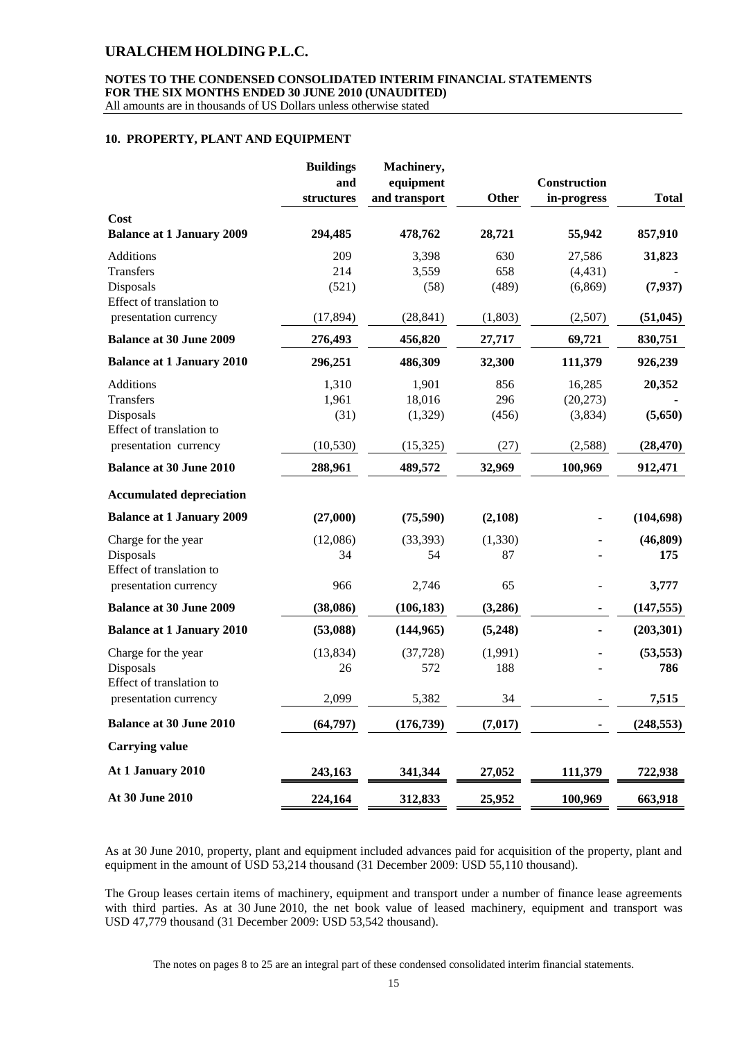# URALCHEM HOLDING P.L.C.

**NOTES TO THE CONDENSED CONSOLIDATED INTERIM FINANCIAL STATEMENTS FOR THE SIX MONTHS ENDED 30 JUNE 2010 (UNAUDITED)**
All amounts are in thousands of US Dollars unless otherwise stated

## 10. PROPERTY, PLANT AND EQUIPMENT

| | Buildings and structures | Machinery, equipment and transport | Other | Construction in-progress | Total |
|---|---|---|---|---|---|
| **Cost** | | | | | |
| **Balance at 1 January 2009** | **294,485** | **478,762** | **28,721** | **55,942** | **857,910** |
| Additions | 209 | 3,398 | 630 | 27,586 | **31,823** |
| Transfers | 214 | 3,559 | 658 | (4,431) | **-** |
| Disposals | (521) | (58) | (489) | (6,869) | **(7,937)** |
| Effect of translation to presentation currency | (17,894) | (28,841) | (1,803) | (2,507) | **(51,045)** |
| **Balance at 30 June 2009** | **276,493** | **456,820** | **27,717** | **69,721** | **830,751** |
| **Balance at 1 January 2010** | **296,251** | **486,309** | **32,300** | **111,379** | **926,239** |
| Additions | 1,310 | 1,901 | 856 | 16,285 | **20,352** |
| Transfers | 1,961 | 18,016 | 296 | (20,273) | **-** |
| Disposals | (31) | (1,329) | (456) | (3,834) | **(5,650)** |
| Effect of translation to presentation currency | (10,530) | (15,325) | (27) | (2,588) | **(28,470)** |
| **Balance at 30 June 2010** | **288,961** | **489,572** | **32,969** | **100,969** | **912,471** |
| **Accumulated depreciation** | | | | | |
| **Balance at 1 January 2009** | **(27,000)** | **(75,590)** | **(2,108)** | **-** | **(104,698)** |
| Charge for the year | (12,086) | (33,393) | (1,330) | - | **(46,809)** |
| Disposals | 34 | 54 | 87 | - | **175** |
| Effect of translation to presentation currency | 966 | 2,746 | 65 | - | **3,777** |
| **Balance at 30 June 2009** | **(38,086)** | **(106,183)** | **(3,286)** | **-** | **(147,555)** |
| **Balance at 1 January 2010** | **(53,088)** | **(144,965)** | **(5,248)** | **-** | **(203,301)** |
| Charge for the year | (13,834) | (37,728) | (1,991) | - | **(53,553)** |
| Disposals | 26 | 572 | 188 | - | **786** |
| Effect of translation to presentation currency | 2,099 | 5,382 | 34 | - | **7,515** |
| **Balance at 30 June 2010** | **(64,797)** | **(176,739)** | **(7,017)** | **-** | **(248,553)** |
| **Carrying value** | | | | | |
| **At 1 January 2010** | **243,163** | **341,344** | **27,052** | **111,379** | **722,938** |
| **At 30 June 2010** | **224,164** | **312,833** | **25,952** | **100,969** | **663,918** |

As at 30 June 2010, property, plant and equipment included advances paid for acquisition of the property, plant and equipment in the amount of USD 53,214 thousand (31 December 2009: USD 55,110 thousand).

The Group leases certain items of machinery, equipment and transport under a number of finance lease agreements with third parties. As at 30 June 2010, the net book value of leased machinery, equipment and transport was USD 47,779 thousand (31 December 2009: USD 53,542 thousand).

The notes on pages 8 to 25 are an integral part of these condensed consolidated interim financial statements.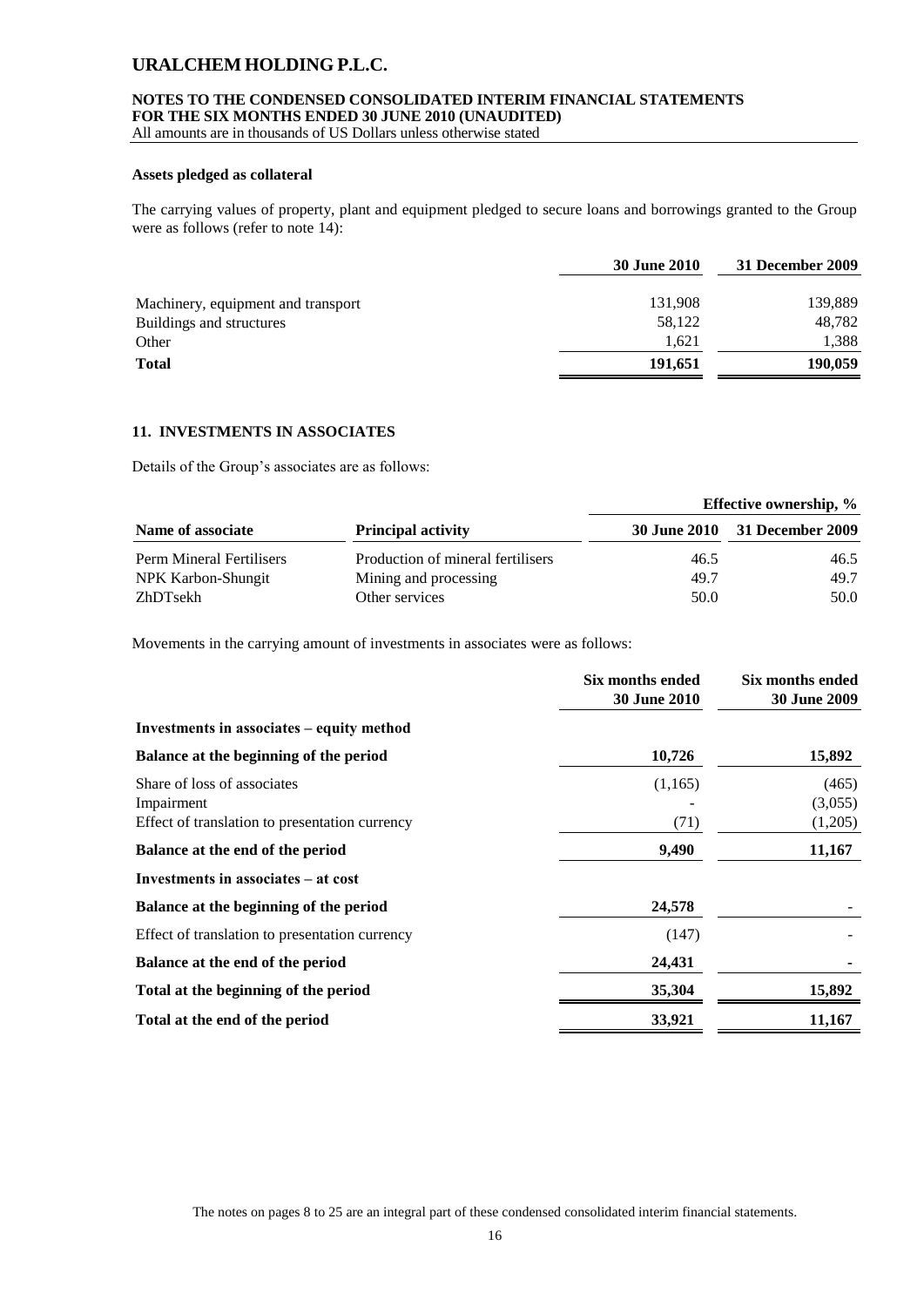### Assets pledged as collateral

The carrying values of property, plant and equipment pledged to secure loans and borrowings granted to the Group were as follows (refer to note 14):

| | 30 June 2010 | 31 December 2009 |
|---|---|---|
| Machinery, equipment and transport | 131,908 | 139,889 |
| Buildings and structures | 58,122 | 48,782 |
| Other | 1,621 | 1,388 |
| **Total** | **191,651** | **190,059** |

## 11. INVESTMENTS IN ASSOCIATES

Details of the Group's associates are as follows:

| | | Effective ownership, % | |
|---|---|---|---|
| **Name of associate** | **Principal activity** | **30 June 2010** | **31 December 2009** |
| Perm Mineral Fertilisers | Production of mineral fertilisers | 46.5 | 46.5 |
| NPK Karbon-Shungit | Mining and processing | 49.7 | 49.7 |
| ZhDTsekh | Other services | 50.0 | 50.0 |

Movements in the carrying amount of investments in associates were as follows:

| | Six months ended 30 June 2010 | Six months ended 30 June 2009 |
|---|---|---|
| **Investments in associates – equity method** | | |
| **Balance at the beginning of the period** | **10,726** | **15,892** |
| Share of loss of associates | (1,165) | (465) |
| Impairment | - | (3,055) |
| Effect of translation to presentation currency | (71) | (1,205) |
| **Balance at the end of the period** | **9,490** | **11,167** |
| **Investments in associates – at cost** | | |
| **Balance at the beginning of the period** | **24,578** | - |
| Effect of translation to presentation currency | (147) | - |
| **Balance at the end of the period** | **24,431** | **-** |
| **Total at the beginning of the period** | **35,304** | **15,892** |
| **Total at the end of the period** | **33,921** | **11,167** |

The notes on pages 8 to 25 are an integral part of these condensed consolidated interim financial statements.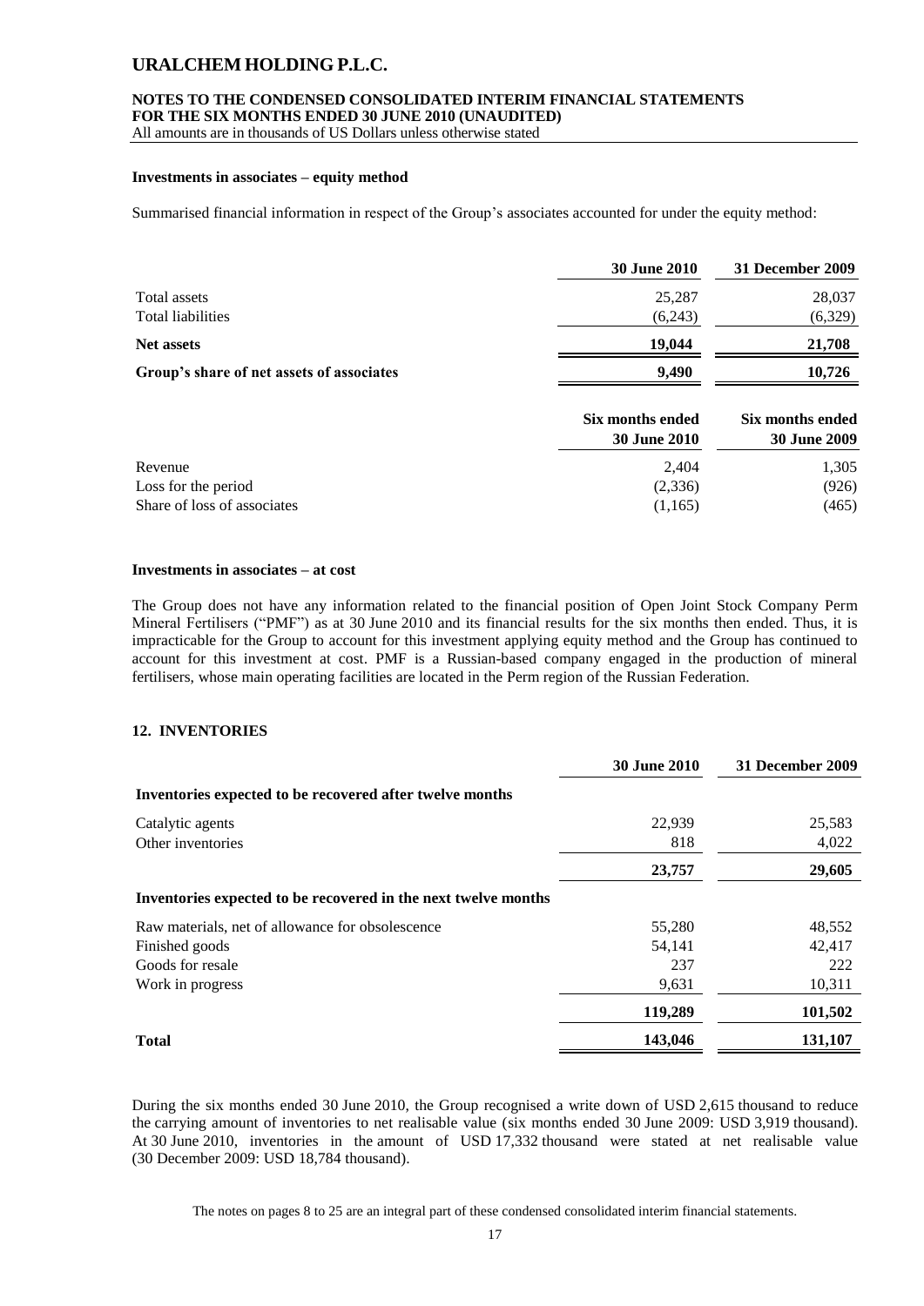### Investments in associates – equity method

Summarised financial information in respect of the Group's associates accounted for under the equity method:

| | 30 June 2010 | 31 December 2009 |
|---|---|---|
| Total assets | 25,287 | 28,037 |
| Total liabilities | (6,243) | (6,329) |
| **Net assets** | **19,044** | **21,708** |
| **Group's share of net assets of associates** | **9,490** | **10,726** |

| | Six months ended 30 June 2010 | Six months ended 30 June 2009 |
|---|---|---|
| Revenue | 2,404 | 1,305 |
| Loss for the period | (2,336) | (926) |
| Share of loss of associates | (1,165) | (465) |

### Investments in associates – at cost

The Group does not have any information related to the financial position of Open Joint Stock Company Perm Mineral Fertilisers ("PMF") as at 30 June 2010 and its financial results for the six months then ended. Thus, it is impracticable for the Group to account for this investment applying equity method and the Group has continued to account for this investment at cost. PMF is a Russian-based company engaged in the production of mineral fertilisers, whose main operating facilities are located in the Perm region of the Russian Federation.

## 12. INVENTORIES

| | 30 June 2010 | 31 December 2009 |
|---|---|---|
| **Inventories expected to be recovered after twelve months** | | |
| Catalytic agents | 22,939 | 25,583 |
| Other inventories | 818 | 4,022 |
| | **23,757** | **29,605** |
| **Inventories expected to be recovered in the next twelve months** | | |
| Raw materials, net of allowance for obsolescence | 55,280 | 48,552 |
| Finished goods | 54,141 | 42,417 |
| Goods for resale | 237 | 222 |
| Work in progress | 9,631 | 10,311 |
| | **119,289** | **101,502** |
| **Total** | **143,046** | **131,107** |

During the six months ended 30 June 2010, the Group recognised a write down of USD 2,615 thousand to reduce the carrying amount of inventories to net realisable value (six months ended 30 June 2009: USD 3,919 thousand). At 30 June 2010, inventories in the amount of USD 17,332 thousand were stated at net realisable value (30 December 2009: USD 18,784 thousand).

The notes on pages 8 to 25 are an integral part of these condensed consolidated interim financial statements.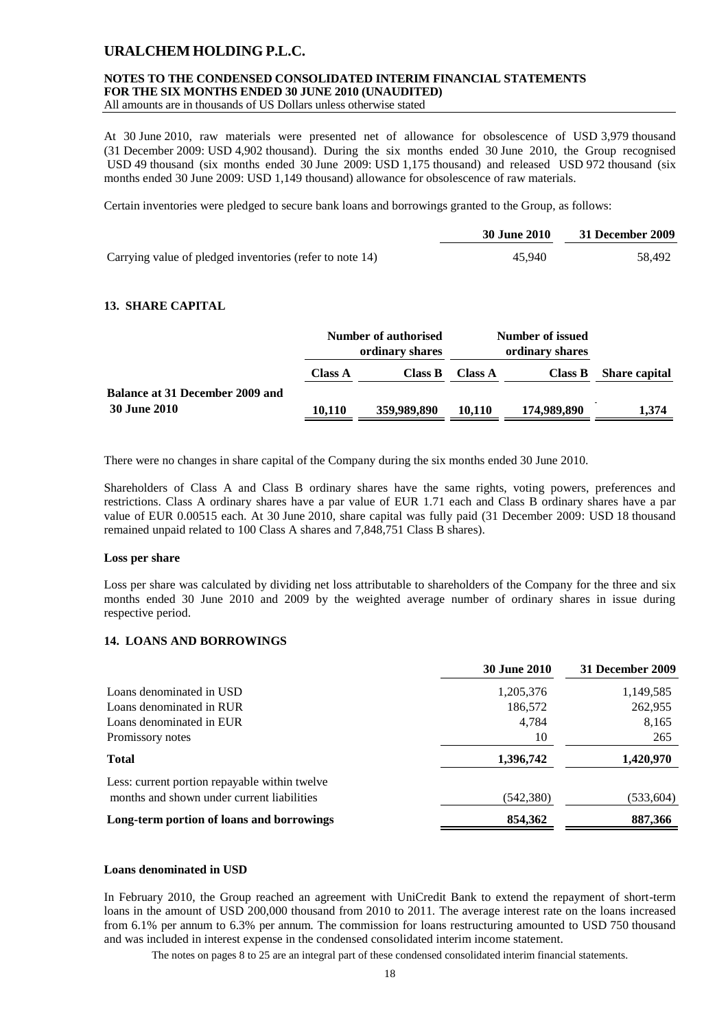At 30 June 2010, raw materials were presented net of allowance for obsolescence of USD 3,979 thousand (31 December 2009: USD 4,902 thousand). During the six months ended 30 June 2010, the Group recognised USD 49 thousand (six months ended 30 June 2009: USD 1,175 thousand) and released USD 972 thousand (six months ended 30 June 2009: USD 1,149 thousand) allowance for obsolescence of raw materials.

Certain inventories were pledged to secure bank loans and borrowings granted to the Group, as follows:

| | 30 June 2010 | 31 December 2009 |
|---|---|---|
| Carrying value of pledged inventories (refer to note 14) | 45,940 | 58,492 |

## 13. SHARE CAPITAL

| | Number of authorised ordinary shares | | Number of issued ordinary shares | | |
|---|---|---|---|---|---|
| | Class A | Class B | Class A | Class B | Share capital |
| **Balance at 31 December 2009 and 30 June 2010** | **10,110** | **359,989,890** | **10,110** | **174,989,890** | **1,374** |

There were no changes in share capital of the Company during the six months ended 30 June 2010.

Shareholders of Class A and Class B ordinary shares have the same rights, voting powers, preferences and restrictions. Class A ordinary shares have a par value of EUR 1.71 each and Class B ordinary shares have a par value of EUR 0.00515 each. At 30 June 2010, share capital was fully paid (31 December 2009: USD 18 thousand remained unpaid related to 100 Class A shares and 7,848,751 Class B shares).

### Loss per share

Loss per share was calculated by dividing net loss attributable to shareholders of the Company for the three and six months ended 30 June 2010 and 2009 by the weighted average number of ordinary shares in issue during respective period.

## 14. LOANS AND BORROWINGS

| | 30 June 2010 | 31 December 2009 |
|---|---|---|
| Loans denominated in USD | 1,205,376 | 1,149,585 |
| Loans denominated in RUR | 186,572 | 262,955 |
| Loans denominated in EUR | 4,784 | 8,165 |
| Promissory notes | 10 | 265 |
| **Total** | **1,396,742** | **1,420,970** |
| Less: current portion repayable within twelve months and shown under current liabilities | (542,380) | (533,604) |
| **Long-term portion of loans and borrowings** | **854,362** | **887,366** |

### Loans denominated in USD

In February 2010, the Group reached an agreement with UniCredit Bank to extend the repayment of short-term loans in the amount of USD 200,000 thousand from 2010 to 2011. The average interest rate on the loans increased from 6.1% per annum to 6.3% per annum. The commission for loans restructuring amounted to USD 750 thousand and was included in interest expense in the condensed consolidated interim income statement.

The notes on pages 8 to 25 are an integral part of these condensed consolidated interim financial statements.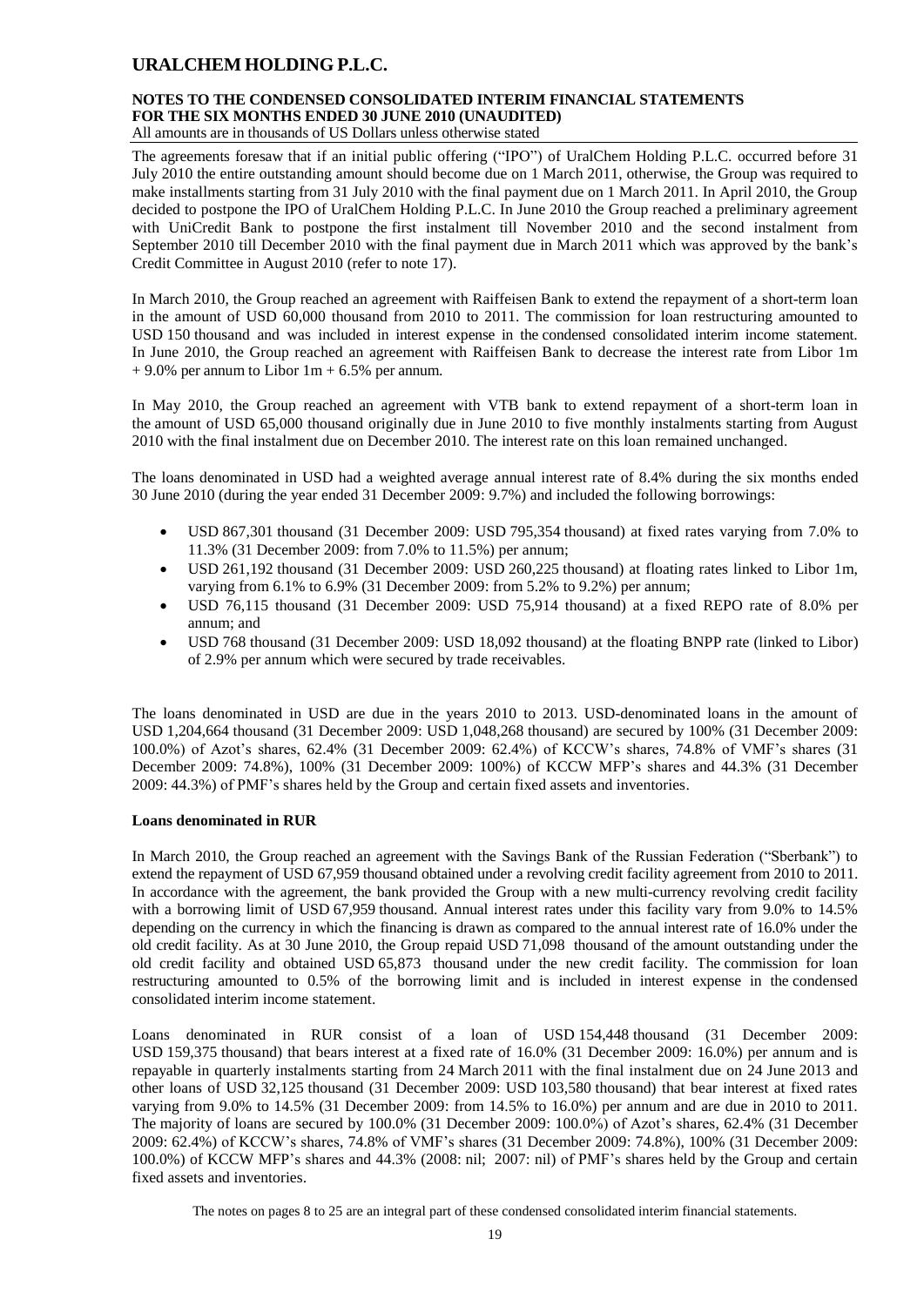The agreements foresaw that if an initial public offering ("IPO") of UralChem Holding P.L.C. occurred before 31 July 2010 the entire outstanding amount should become due on 1 March 2011, otherwise, the Group was required to make installments starting from 31 July 2010 with the final payment due on 1 March 2011. In April 2010, the Group decided to postpone the IPO of UralChem Holding P.L.C. In June 2010 the Group reached a preliminary agreement with UniCredit Bank to postpone the first instalment till November 2010 and the second instalment from September 2010 till December 2010 with the final payment due in March 2011 which was approved by the bank's Credit Committee in August 2010 (refer to note 17).

In March 2010, the Group reached an agreement with Raiffeisen Bank to extend the repayment of a short-term loan in the amount of USD 60,000 thousand from 2010 to 2011. The commission for loan restructuring amounted to USD 150 thousand and was included in interest expense in the condensed consolidated interim income statement. In June 2010, the Group reached an agreement with Raiffeisen Bank to decrease the interest rate from Libor 1m + 9.0% per annum to Libor 1m + 6.5% per annum.

In May 2010, the Group reached an agreement with VTB bank to extend repayment of a short-term loan in the amount of USD 65,000 thousand originally due in June 2010 to five monthly instalments starting from August 2010 with the final instalment due on December 2010. The interest rate on this loan remained unchanged.

The loans denominated in USD had a weighted average annual interest rate of 8.4% during the six months ended 30 June 2010 (during the year ended 31 December 2009: 9.7%) and included the following borrowings:

- USD 867,301 thousand (31 December 2009: USD 795,354 thousand) at fixed rates varying from 7.0% to 11.3% (31 December 2009: from 7.0% to 11.5%) per annum;
- USD 261,192 thousand (31 December 2009: USD 260,225 thousand) at floating rates linked to Libor 1m, varying from 6.1% to 6.9% (31 December 2009: from 5.2% to 9.2%) per annum;
- USD 76,115 thousand (31 December 2009: USD 75,914 thousand) at a fixed REPO rate of 8.0% per annum; and
- USD 768 thousand (31 December 2009: USD 18,092 thousand) at the floating BNPP rate (linked to Libor) of 2.9% per annum which were secured by trade receivables.

The loans denominated in USD are due in the years 2010 to 2013. USD-denominated loans in the amount of USD 1,204,664 thousand (31 December 2009: USD 1,048,268 thousand) are secured by 100% (31 December 2009: 100.0%) of Azot's shares, 62.4% (31 December 2009: 62.4%) of KCCW's shares, 74.8% of VMF's shares (31 December 2009: 74.8%), 100% (31 December 2009: 100%) of KCCW MFP's shares and 44.3% (31 December 2009: 44.3%) of PMF's shares held by the Group and certain fixed assets and inventories.

**Loans denominated in RUR**

In March 2010, the Group reached an agreement with the Savings Bank of the Russian Federation ("Sberbank") to extend the repayment of USD 67,959 thousand obtained under a revolving credit facility agreement from 2010 to 2011. In accordance with the agreement, the bank provided the Group with a new multi-currency revolving credit facility with a borrowing limit of USD 67,959 thousand. Annual interest rates under this facility vary from 9.0% to 14.5% depending on the currency in which the financing is drawn as compared to the annual interest rate of 16.0% under the old credit facility. As at 30 June 2010, the Group repaid USD 71,098 thousand of the amount outstanding under the old credit facility and obtained USD 65,873 thousand under the new credit facility. The commission for loan restructuring amounted to 0.5% of the borrowing limit and is included in interest expense in the condensed consolidated interim income statement.

Loans denominated in RUR consist of a loan of USD 154,448 thousand (31 December 2009: USD 159,375 thousand) that bears interest at a fixed rate of 16.0% (31 December 2009: 16.0%) per annum and is repayable in quarterly instalments starting from 24 March 2011 with the final instalment due on 24 June 2013 and other loans of USD 32,125 thousand (31 December 2009: USD 103,580 thousand) that bear interest at fixed rates varying from 9.0% to 14.5% (31 December 2009: from 14.5% to 16.0%) per annum and are due in 2010 to 2011. The majority of loans are secured by 100.0% (31 December 2009: 100.0%) of Azot's shares, 62.4% (31 December 2009: 62.4%) of KCCW's shares, 74.8% of VMF's shares (31 December 2009: 74.8%), 100% (31 December 2009: 100.0%) of KCCW MFP's shares and 44.3% (2008: nil; 2007: nil) of PMF's shares held by the Group and certain fixed assets and inventories.

The notes on pages 8 to 25 are an integral part of these condensed consolidated interim financial statements.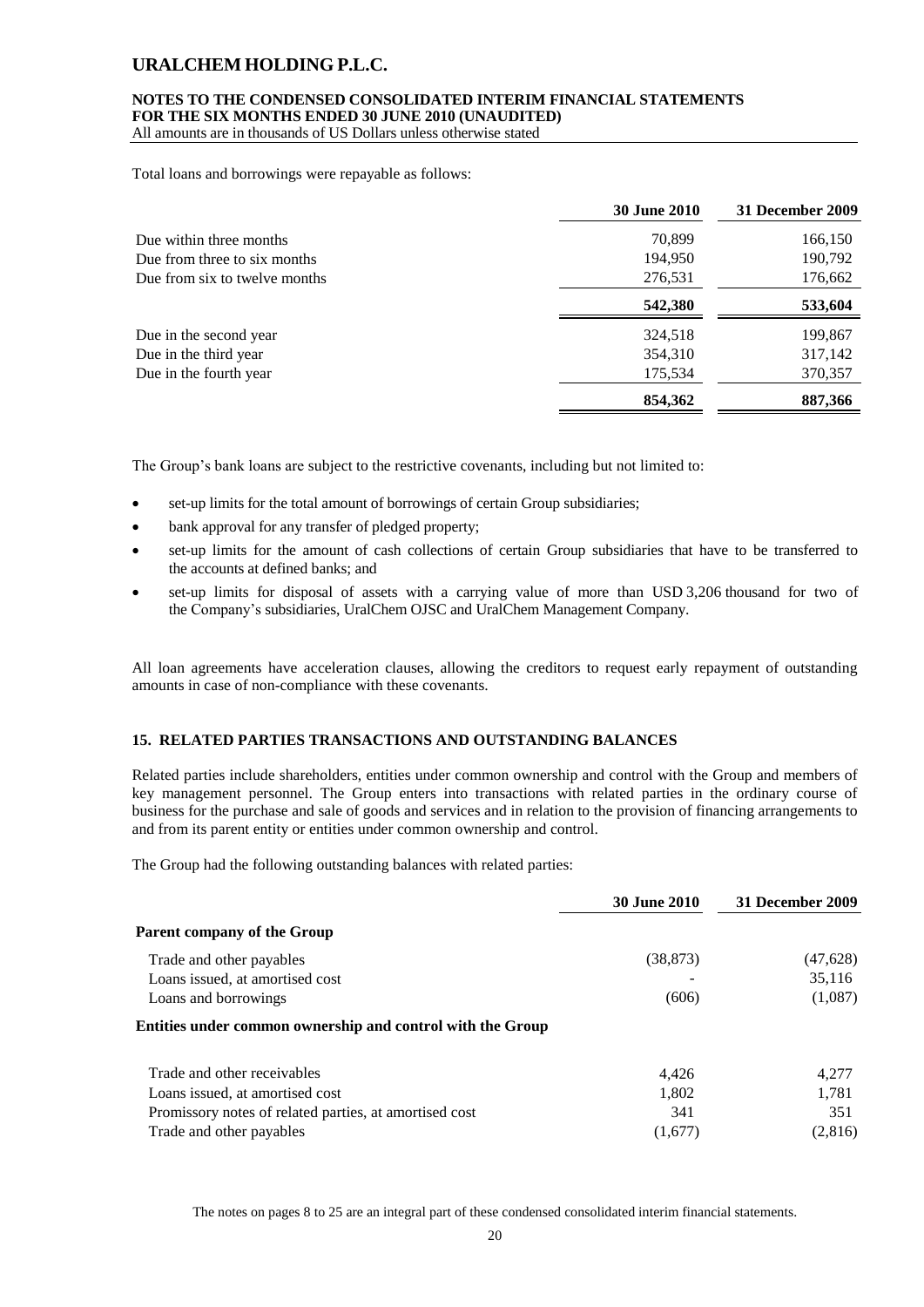Total loans and borrowings were repayable as follows:

| | 30 June 2010 | 31 December 2009 |
|---|---|---|
| Due within three months | 70,899 | 166,150 |
| Due from three to six months | 194,950 | 190,792 |
| Due from six to twelve months | 276,531 | 176,662 |
| | **542,380** | **533,604** |
| Due in the second year | 324,518 | 199,867 |
| Due in the third year | 354,310 | 317,142 |
| Due in the fourth year | 175,534 | 370,357 |
| | **854,362** | **887,366** |

The Group's bank loans are subject to the restrictive covenants, including but not limited to:

- set-up limits for the total amount of borrowings of certain Group subsidiaries;
- bank approval for any transfer of pledged property;
- set-up limits for the amount of cash collections of certain Group subsidiaries that have to be transferred to the accounts at defined banks; and
- set-up limits for disposal of assets with a carrying value of more than USD 3,206 thousand for two of the Company's subsidiaries, UralChem OJSC and UralChem Management Company.

All loan agreements have acceleration clauses, allowing the creditors to request early repayment of outstanding amounts in case of non-compliance with these covenants.

## 15. RELATED PARTIES TRANSACTIONS AND OUTSTANDING BALANCES

Related parties include shareholders, entities under common ownership and control with the Group and members of key management personnel. The Group enters into transactions with related parties in the ordinary course of business for the purchase and sale of goods and services and in relation to the provision of financing arrangements to and from its parent entity or entities under common ownership and control.

The Group had the following outstanding balances with related parties:

| | 30 June 2010 | 31 December 2009 |
|---|---|---|
| **Parent company of the Group** | | |
| Trade and other payables | (38,873) | (47,628) |
| Loans issued, at amortised cost | - | 35,116 |
| Loans and borrowings | (606) | (1,087) |
| **Entities under common ownership and control with the Group** | | |
| Trade and other receivables | 4,426 | 4,277 |
| Loans issued, at amortised cost | 1,802 | 1,781 |
| Promissory notes of related parties, at amortised cost | 341 | 351 |
| Trade and other payables | (1,677) | (2,816) |

The notes on pages 8 to 25 are an integral part of these condensed consolidated interim financial statements.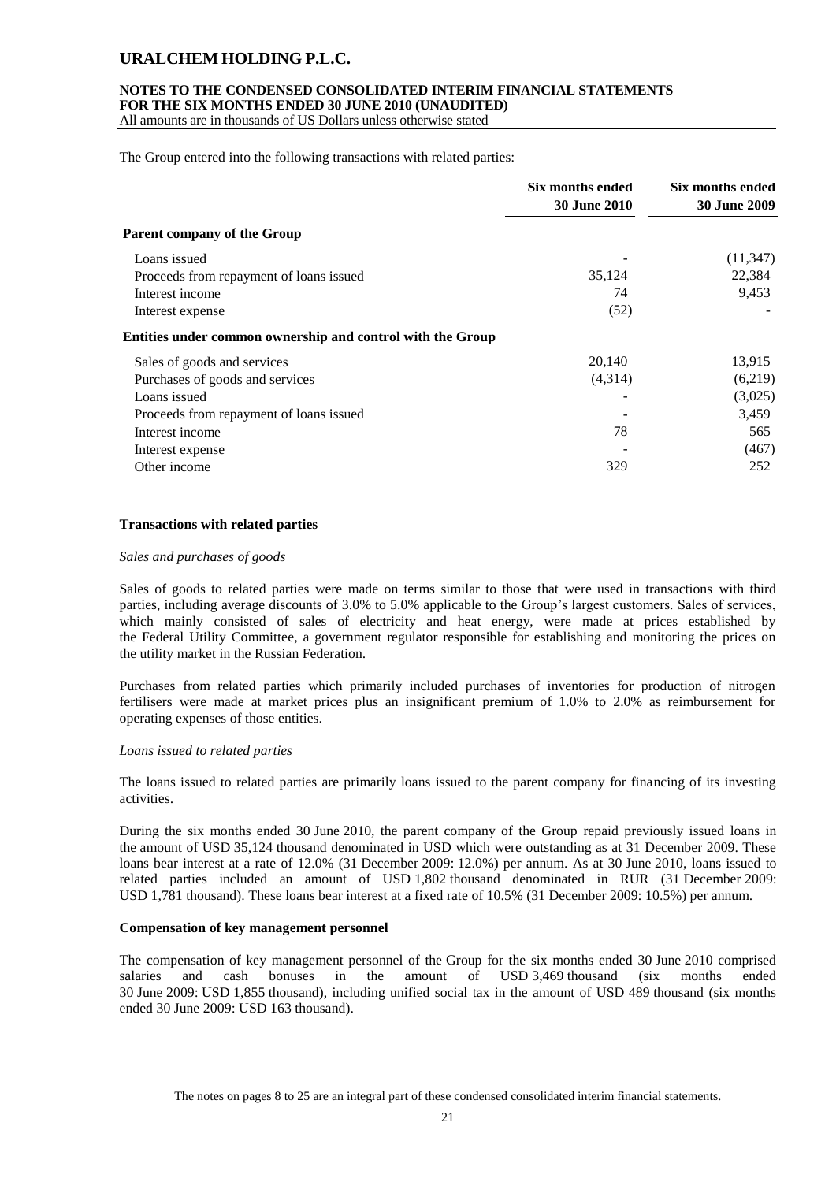The Group entered into the following transactions with related parties:

| | Six months ended 30 June 2010 | Six months ended 30 June 2009 |
|---|---|---|
| **Parent company of the Group** | | |
| Loans issued | - | (11,347) |
| Proceeds from repayment of loans issued | 35,124 | 22,384 |
| Interest income | 74 | 9,453 |
| Interest expense | (52) | - |
| **Entities under common ownership and control with the Group** | | |
| Sales of goods and services | 20,140 | 13,915 |
| Purchases of goods and services | (4,314) | (6,219) |
| Loans issued | - | (3,025) |
| Proceeds from repayment of loans issued | - | 3,459 |
| Interest income | 78 | 565 |
| Interest expense | - | (467) |
| Other income | 329 | 252 |

**Transactions with related parties**

*Sales and purchases of goods*

Sales of goods to related parties were made on terms similar to those that were used in transactions with third parties, including average discounts of 3.0% to 5.0% applicable to the Group's largest customers. Sales of services, which mainly consisted of sales of electricity and heat energy, were made at prices established by the Federal Utility Committee, a government regulator responsible for establishing and monitoring the prices on the utility market in the Russian Federation.

Purchases from related parties which primarily included purchases of inventories for production of nitrogen fertilisers were made at market prices plus an insignificant premium of 1.0% to 2.0% as reimbursement for operating expenses of those entities.

*Loans issued to related parties*

The loans issued to related parties are primarily loans issued to the parent company for financing of its investing activities.

During the six months ended 30 June 2010, the parent company of the Group repaid previously issued loans in the amount of USD 35,124 thousand denominated in USD which were outstanding as at 31 December 2009. These loans bear interest at a rate of 12.0% (31 December 2009: 12.0%) per annum. As at 30 June 2010, loans issued to related parties included an amount of USD 1,802 thousand denominated in RUR (31 December 2009: USD 1,781 thousand). These loans bear interest at a fixed rate of 10.5% (31 December 2009: 10.5%) per annum.

**Compensation of key management personnel**

The compensation of key management personnel of the Group for the six months ended 30 June 2010 comprised salaries and cash bonuses in the amount of USD 3,469 thousand (six months ended 30 June 2009: USD 1,855 thousand), including unified social tax in the amount of USD 489 thousand (six months ended 30 June 2009: USD 163 thousand).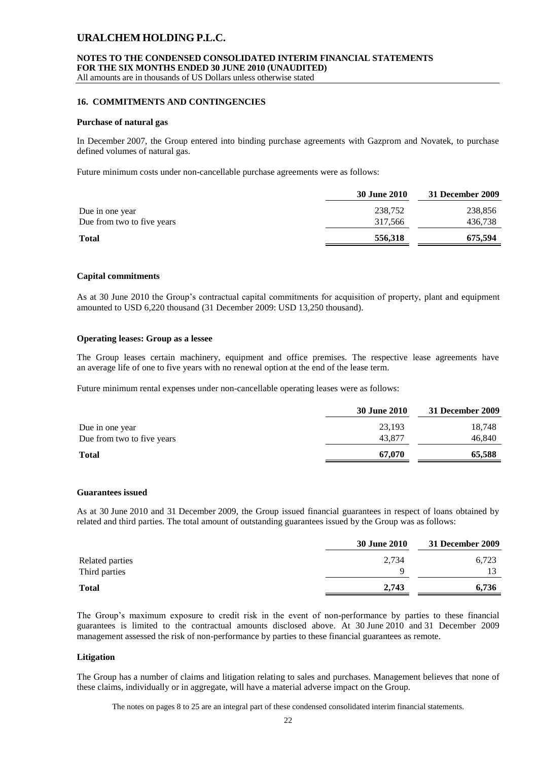## 16. COMMITMENTS AND CONTINGENCIES

### Purchase of natural gas

In December 2007, the Group entered into binding purchase agreements with Gazprom and Novatek, to purchase defined volumes of natural gas.

Future minimum costs under non-cancellable purchase agreements were as follows:

| | 30 June 2010 | 31 December 2009 |
|---|---|---|
| Due in one year | 238,752 | 238,856 |
| Due from two to five years | 317,566 | 436,738 |
| **Total** | **556,318** | **675,594** |

### Capital commitments

As at 30 June 2010 the Group's contractual capital commitments for acquisition of property, plant and equipment amounted to USD 6,220 thousand (31 December 2009: USD 13,250 thousand).

### Operating leases: Group as a lessee

The Group leases certain machinery, equipment and office premises. The respective lease agreements have an average life of one to five years with no renewal option at the end of the lease term.

Future minimum rental expenses under non-cancellable operating leases were as follows:

| | 30 June 2010 | 31 December 2009 |
|---|---|---|
| Due in one year | 23,193 | 18,748 |
| Due from two to five years | 43,877 | 46,840 |
| **Total** | **67,070** | **65,588** |

### Guarantees issued

As at 30 June 2010 and 31 December 2009, the Group issued financial guarantees in respect of loans obtained by related and third parties. The total amount of outstanding guarantees issued by the Group was as follows:

| | 30 June 2010 | 31 December 2009 |
|---|---|---|
| Related parties | 2,734 | 6,723 |
| Third parties | 9 | 13 |
| **Total** | **2,743** | **6,736** |

The Group's maximum exposure to credit risk in the event of non-performance by parties to these financial guarantees is limited to the contractual amounts disclosed above. At 30 June 2010 and 31 December 2009 management assessed the risk of non-performance by parties to these financial guarantees as remote.

### Litigation

The Group has a number of claims and litigation relating to sales and purchases. Management believes that none of these claims, individually or in aggregate, will have a material adverse impact on the Group.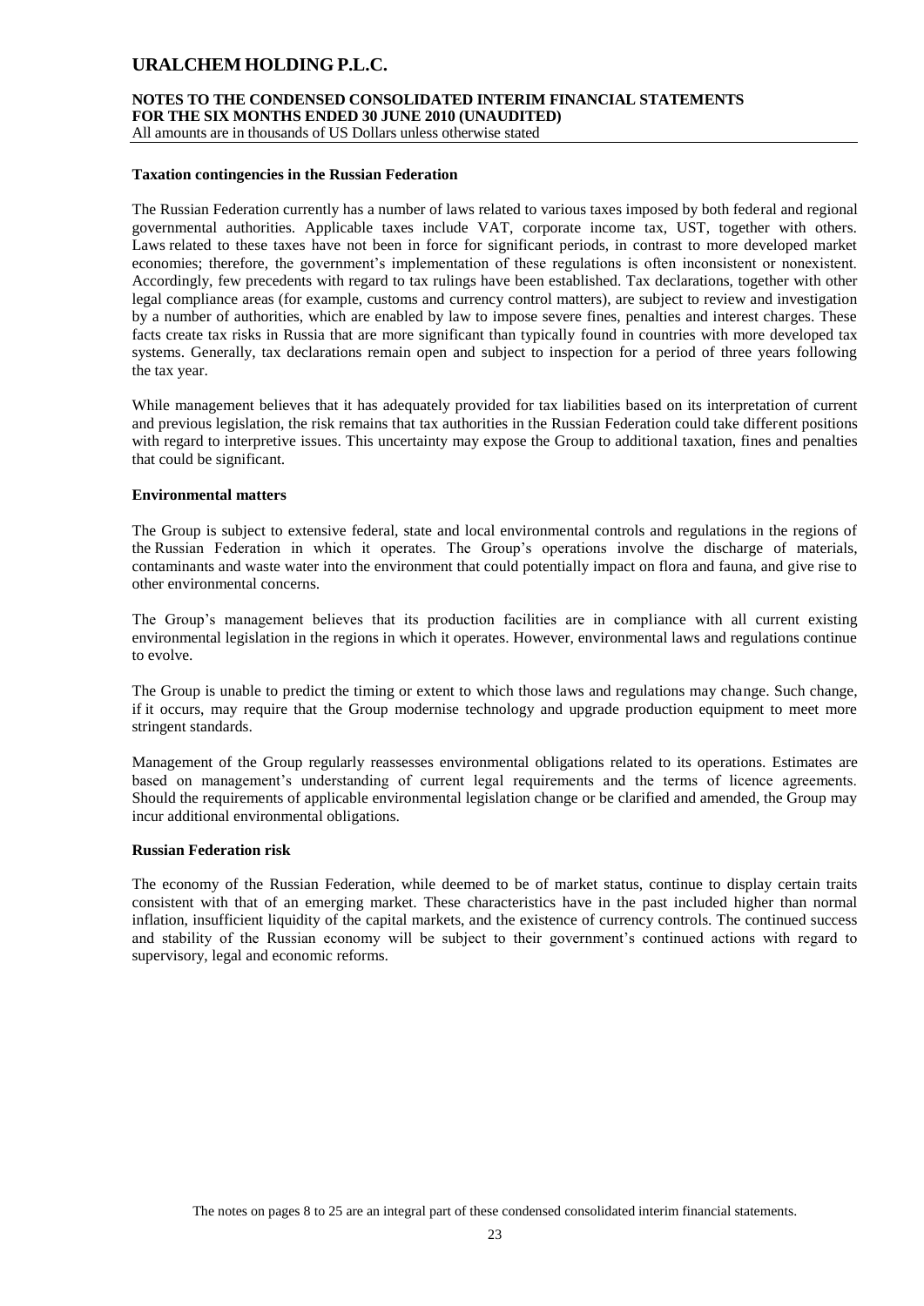**Taxation contingencies in the Russian Federation**

The Russian Federation currently has a number of laws related to various taxes imposed by both federal and regional governmental authorities. Applicable taxes include VAT, corporate income tax, UST, together with others. Laws related to these taxes have not been in force for significant periods, in contrast to more developed market economies; therefore, the government's implementation of these regulations is often inconsistent or nonexistent. Accordingly, few precedents with regard to tax rulings have been established. Tax declarations, together with other legal compliance areas (for example, customs and currency control matters), are subject to review and investigation by a number of authorities, which are enabled by law to impose severe fines, penalties and interest charges. These facts create tax risks in Russia that are more significant than typically found in countries with more developed tax systems. Generally, tax declarations remain open and subject to inspection for a period of three years following the tax year.

While management believes that it has adequately provided for tax liabilities based on its interpretation of current and previous legislation, the risk remains that tax authorities in the Russian Federation could take different positions with regard to interpretive issues. This uncertainty may expose the Group to additional taxation, fines and penalties that could be significant.

**Environmental matters**

The Group is subject to extensive federal, state and local environmental controls and regulations in the regions of the Russian Federation in which it operates. The Group's operations involve the discharge of materials, contaminants and waste water into the environment that could potentially impact on flora and fauna, and give rise to other environmental concerns.

The Group's management believes that its production facilities are in compliance with all current existing environmental legislation in the regions in which it operates. However, environmental laws and regulations continue to evolve.

The Group is unable to predict the timing or extent to which those laws and regulations may change. Such change, if it occurs, may require that the Group modernise technology and upgrade production equipment to meet more stringent standards.

Management of the Group regularly reassesses environmental obligations related to its operations. Estimates are based on management's understanding of current legal requirements and the terms of licence agreements. Should the requirements of applicable environmental legislation change or be clarified and amended, the Group may incur additional environmental obligations.

**Russian Federation risk**

The economy of the Russian Federation, while deemed to be of market status, continue to display certain traits consistent with that of an emerging market. These characteristics have in the past included higher than normal inflation, insufficient liquidity of the capital markets, and the existence of currency controls. The continued success and stability of the Russian economy will be subject to their government's continued actions with regard to supervisory, legal and economic reforms.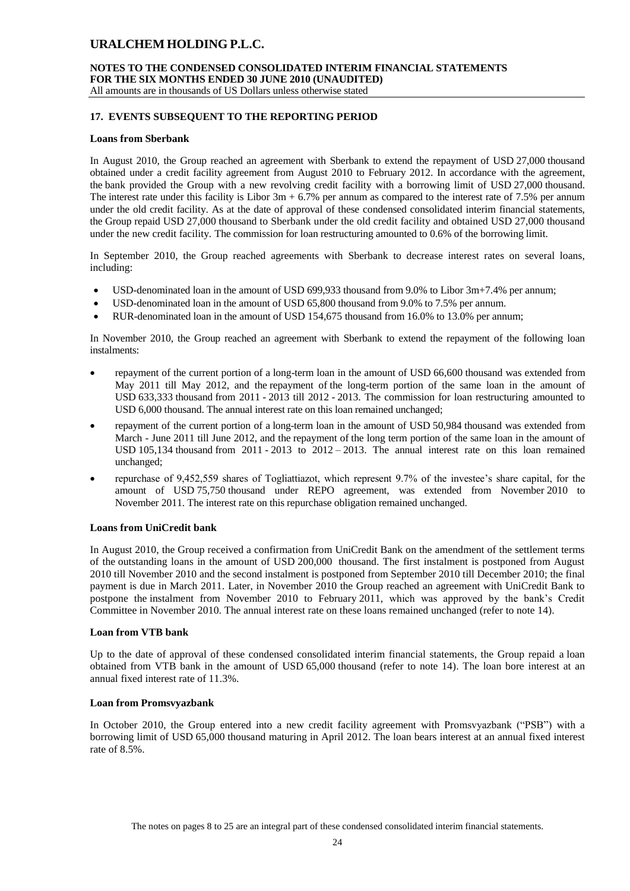## 17. EVENTS SUBSEQUENT TO THE REPORTING PERIOD

### Loans from Sberbank

In August 2010, the Group reached an agreement with Sberbank to extend the repayment of USD 27,000 thousand obtained under a credit facility agreement from August 2010 to February 2012. In accordance with the agreement, the bank provided the Group with a new revolving credit facility with a borrowing limit of USD 27,000 thousand. The interest rate under this facility is Libor 3m + 6.7% per annum as compared to the interest rate of 7.5% per annum under the old credit facility. As at the date of approval of these condensed consolidated interim financial statements, the Group repaid USD 27,000 thousand to Sberbank under the old credit facility and obtained USD 27,000 thousand under the new credit facility. The commission for loan restructuring amounted to 0.6% of the borrowing limit.

In September 2010, the Group reached agreements with Sberbank to decrease interest rates on several loans, including:

- USD-denominated loan in the amount of USD 699,933 thousand from 9.0% to Libor 3m+7.4% per annum;
- USD-denominated loan in the amount of USD 65,800 thousand from 9.0% to 7.5% per annum.
- RUR-denominated loan in the amount of USD 154,675 thousand from 16.0% to 13.0% per annum;

In November 2010, the Group reached an agreement with Sberbank to extend the repayment of the following loan instalments:

- repayment of the current portion of a long-term loan in the amount of USD 66,600 thousand was extended from May 2011 till May 2012, and the repayment of the long-term portion of the same loan in the amount of USD 633,333 thousand from 2011 - 2013 till 2012 - 2013. The commission for loan restructuring amounted to USD 6,000 thousand. The annual interest rate on this loan remained unchanged;
- repayment of the current portion of a long-term loan in the amount of USD 50,984 thousand was extended from March - June 2011 till June 2012, and the repayment of the long term portion of the same loan in the amount of USD 105,134 thousand from 2011 - 2013 to 2012 – 2013. The annual interest rate on this loan remained unchanged;
- repurchase of 9,452,559 shares of Togliattiazot, which represent 9.7% of the investee's share capital, for the amount of USD 75,750 thousand under REPO agreement, was extended from November 2010 to November 2011. The interest rate on this repurchase obligation remained unchanged.

### Loans from UniCredit bank

In August 2010, the Group received a confirmation from UniCredit Bank on the amendment of the settlement terms of the outstanding loans in the amount of USD 200,000 thousand. The first instalment is postponed from August 2010 till November 2010 and the second instalment is postponed from September 2010 till December 2010; the final payment is due in March 2011. Later, in November 2010 the Group reached an agreement with UniCredit Bank to postpone the instalment from November 2010 to February 2011, which was approved by the bank's Credit Committee in November 2010. The annual interest rate on these loans remained unchanged (refer to note 14).

### Loan from VTB bank

Up to the date of approval of these condensed consolidated interim financial statements, the Group repaid a loan obtained from VTB bank in the amount of USD 65,000 thousand (refer to note 14). The loan bore interest at an annual fixed interest rate of 11.3%.

### Loan from Promsvyazbank

In October 2010, the Group entered into a new credit facility agreement with Promsvyazbank ("PSB") with a borrowing limit of USD 65,000 thousand maturing in April 2012. The loan bears interest at an annual fixed interest rate of 8.5%.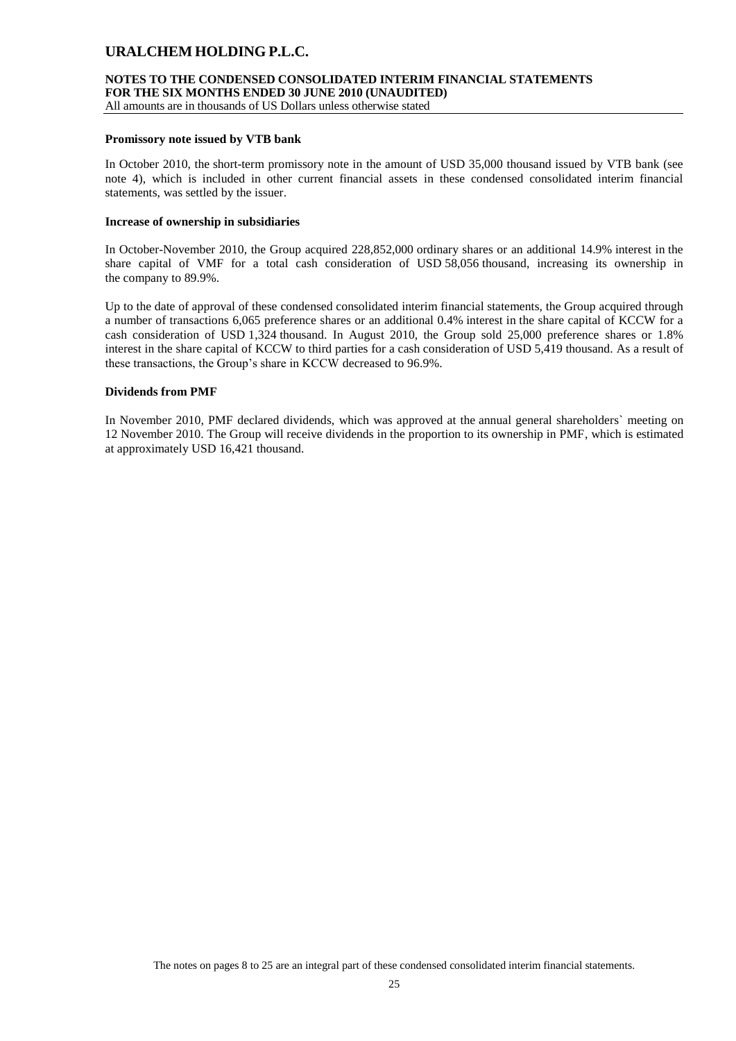**Promissory note issued by VTB bank**

In October 2010, the short-term promissory note in the amount of USD 35,000 thousand issued by VTB bank (see note 4), which is included in other current financial assets in these condensed consolidated interim financial statements, was settled by the issuer.

**Increase of ownership in subsidiaries**

In October-November 2010, the Group acquired 228,852,000 ordinary shares or an additional 14.9% interest in the share capital of VMF for a total cash consideration of USD 58,056 thousand, increasing its ownership in the company to 89.9%.

Up to the date of approval of these condensed consolidated interim financial statements, the Group acquired through a number of transactions 6,065 preference shares or an additional 0.4% interest in the share capital of KCCW for a cash consideration of USD 1,324 thousand. In August 2010, the Group sold 25,000 preference shares or 1.8% interest in the share capital of KCCW to third parties for a cash consideration of USD 5,419 thousand. As a result of these transactions, the Group's share in KCCW decreased to 96.9%.

**Dividends from PMF**

In November 2010, PMF declared dividends, which was approved at the annual general shareholders` meeting on 12 November 2010. The Group will receive dividends in the proportion to its ownership in PMF, which is estimated at approximately USD 16,421 thousand.